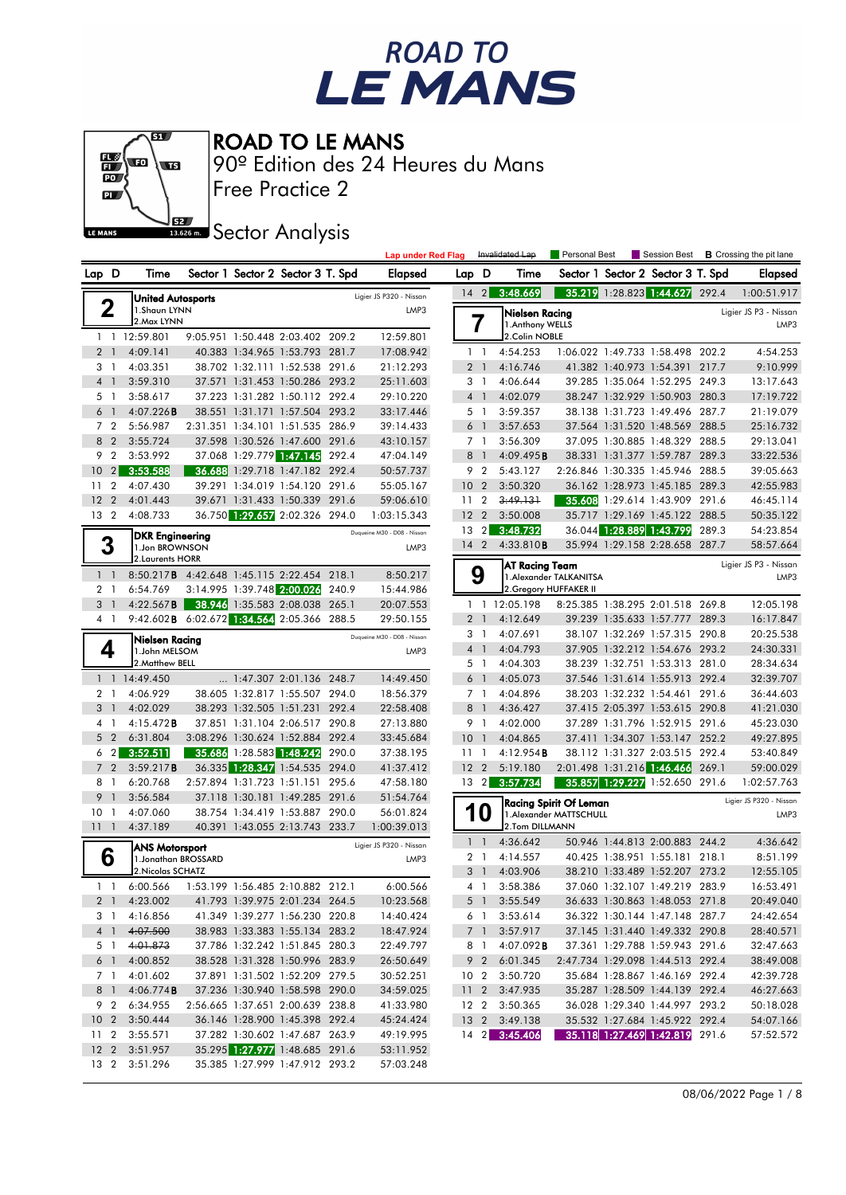# ROAD TO LE MANS

ROAD TO LE MANS
90º Edition des 24 Heures du Mans
Free Practice 2

## Sector Analysis

Lap under Red Flag | ~~Invalidated Lap~~ | Personal Best | Session Best | **B** Crossing the pit lane

### 2 — United Autosports — Ligier JS P320 - Nissan — LMP3
1.Shaun LYNN
2.Max LYNN

| Lap | D | Time | Sector 1 | Sector 2 | Sector 3 | T. Spd | Elapsed |
|---|---|---|---|---|---|---|---|
| 1 | 1 | 12:59.801 | 9:05.951 | 1:50.448 | 2:03.402 | 209.2 | 12:59.801 |
| 2 | 1 | 4:09.141 | 40.383 | 1:34.965 | 1:53.793 | 281.7 | 17:08.942 |
| 3 | 1 | 4:03.351 | 38.702 | 1:32.111 | 1:52.538 | 291.6 | 21:12.293 |
| 4 | 1 | 3:59.310 | 37.571 | 1:31.453 | 1:50.286 | 293.2 | 25:11.603 |
| 5 | 1 | 3:58.617 | 37.223 | 1:31.282 | 1:50.112 | 292.4 | 29:10.220 |
| 6 | 1 | 4:07.226**B** | 38.551 | 1:31.171 | 1:57.504 | 293.2 | 33:17.446 |
| 7 | 2 | 5:56.987 | 2:31.351 | 1:34.101 | 1:51.535 | 286.9 | 39:14.433 |
| 8 | 2 | 3:55.724 | 37.598 | 1:30.526 | 1:47.600 | 291.6 | 43:10.157 |
| 9 | 2 | 3:53.992 | 37.068 | 1:29.779 | 1:47.145 | 292.4 | 47:04.149 |
| 10 | 2 | 3:53.588 | 36.688 | 1:29.718 | 1:47.182 | 292.4 | 50:57.737 |
| 11 | 2 | 4:07.430 | 39.291 | 1:34.019 | 1:54.120 | 291.6 | 55:05.167 |
| 12 | 2 | 4:01.443 | 39.671 | 1:31.433 | 1:50.339 | 291.6 | 59:06.610 |
| 13 | 2 | 4:08.733 | 36.750 | 1:29.657 | 2:02.326 | 294.0 | 1:03:15.343 |

### 3 — DKR Engineering — Duqueine M30 - D08 - Nissan — LMP3
1.Jon BROWNSON
2.Laurents HORR

| Lap | D | Time | Sector 1 | Sector 2 | Sector 3 | T. Spd | Elapsed |
|---|---|---|---|---|---|---|---|
| 1 | 1 | 8:50.217**B** | 4:42.648 | 1:45.115 | 2:22.454 | 218.1 | 8:50.217 |
| 2 | 1 | 6:54.769 | 3:14.995 | 1:39.748 | 2:00.026 | 240.9 | 15:44.986 |
| 3 | 1 | 4:22.567**B** | 38.946 | 1:35.583 | 2:08.038 | 265.1 | 20:07.553 |
| 4 | 1 | 9:42.602**B** | 6:02.672 | 1:34.564 | 2:05.366 | 288.5 | 29:50.155 |

### 4 — Nielsen Racing — Duqueine M30 - D08 - Nissan — LMP3
1.John MELSOM
2.Matthew BELL

| Lap | D | Time | Sector 1 | Sector 2 | Sector 3 | T. Spd | Elapsed |
|---|---|---|---|---|---|---|---|
| 1 | 1 | 14:49.450 | ... | 1:47.307 | 2:01.136 | 248.7 | 14:49.450 |
| 2 | 1 | 4:06.929 | 38.605 | 1:32.817 | 1:55.507 | 294.0 | 18:56.379 |
| 3 | 1 | 4:02.029 | 38.293 | 1:32.505 | 1:51.231 | 292.4 | 22:58.408 |
| 4 | 1 | 4:15.472**B** | 37.851 | 1:31.104 | 2:06.517 | 290.8 | 27:13.880 |
| 5 | 2 | 6:31.804 | 3:08.296 | 1:30.624 | 1:52.884 | 292.4 | 33:45.684 |
| 6 | 2 | 3:52.511 | 35.686 | 1:28.583 | 1:48.242 | 290.0 | 37:38.195 |
| 7 | 2 | 3:59.217**B** | 36.335 | 1:28.347 | 1:54.535 | 294.0 | 41:37.412 |
| 8 | 1 | 6:20.768 | 2:57.894 | 1:31.723 | 1:51.151 | 295.6 | 47:58.180 |
| 9 | 1 | 3:56.584 | 37.118 | 1:30.181 | 1:49.285 | 291.6 | 51:54.764 |
| 10 | 1 | 4:07.060 | 38.754 | 1:34.419 | 1:53.887 | 290.0 | 56:01.824 |
| 11 | 1 | 4:37.189 | 40.391 | 1:43.055 | 2:13.743 | 233.7 | 1:00:39.013 |

### 6 — ANS Motorsport — Ligier JS P320 - Nissan — LMP3
1.Jonathan BROSSARD
2.Nicolas SCHATZ

| Lap | D | Time | Sector 1 | Sector 2 | Sector 3 | T. Spd | Elapsed |
|---|---|---|---|---|---|---|---|
| 1 | 1 | 6:00.566 | 1:53.199 | 1:56.485 | 2:10.882 | 212.1 | 6:00.566 |
| 2 | 1 | 4:23.002 | 41.793 | 1:39.975 | 2:01.234 | 264.5 | 10:23.568 |
| 3 | 1 | 4:16.856 | 41.349 | 1:39.277 | 1:56.230 | 220.8 | 14:40.424 |
| 4 | 1 | ~~4:07.500~~ | 38.983 | 1:33.383 | 1:55.134 | 283.2 | 18:47.924 |
| 5 | 1 | ~~4:01.873~~ | 37.786 | 1:32.242 | 1:51.845 | 280.3 | 22:49.797 |
| 6 | 1 | 4:00.852 | 38.528 | 1:31.328 | 1:50.996 | 283.9 | 26:50.649 |
| 7 | 1 | 4:01.602 | 37.891 | 1:31.502 | 1:52.209 | 279.5 | 30:52.251 |
| 8 | 1 | 4:06.774**B** | 37.236 | 1:30.940 | 1:58.598 | 290.0 | 34:59.025 |
| 9 | 2 | 6:34.955 | 2:56.665 | 1:37.651 | 2:00.639 | 238.8 | 41:33.980 |
| 10 | 2 | 3:50.444 | 36.146 | 1:28.900 | 1:45.398 | 292.4 | 45:24.424 |
| 11 | 2 | 3:55.571 | 37.282 | 1:30.602 | 1:47.687 | 263.9 | 49:19.995 |
| 12 | 2 | 3:51.957 | 35.295 | 1:27.977 | 1:48.685 | 291.6 | 53:11.952 |
| 13 | 2 | 3:51.296 | 35.385 | 1:27.999 | 1:47.912 | 293.2 | 57:03.248 |
| 14 | 2 | 3:48.669 | 35.219 | 1:28.823 | 1:44.627 | 292.4 | 1:00:51.917 |

### 7 — Nielsen Racing — Ligier JS P3 - Nissan — LMP3
1.Anthony WELLS
2.Colin NOBLE

| Lap | D | Time | Sector 1 | Sector 2 | Sector 3 | T. Spd | Elapsed |
|---|---|---|---|---|---|---|---|
| 1 | 1 | 4:54.253 | 1:06.022 | 1:49.733 | 1:58.498 | 202.2 | 4:54.253 |
| 2 | 1 | 4:16.746 | 41.382 | 1:40.973 | 1:54.391 | 217.7 | 9:10.999 |
| 3 | 1 | 4:06.644 | 39.285 | 1:35.064 | 1:52.295 | 249.3 | 13:17.643 |
| 4 | 1 | 4:02.079 | 38.247 | 1:32.929 | 1:50.903 | 280.3 | 17:19.722 |
| 5 | 1 | 3:59.357 | 38.138 | 1:31.723 | 1:49.496 | 287.7 | 21:19.079 |
| 6 | 1 | 3:57.653 | 37.564 | 1:31.520 | 1:48.569 | 288.5 | 25:16.732 |
| 7 | 1 | 3:56.309 | 37.095 | 1:30.885 | 1:48.329 | 288.5 | 29:13.041 |
| 8 | 1 | 4:09.495**B** | 38.331 | 1:31.377 | 1:59.787 | 289.3 | 33:22.536 |
| 9 | 2 | 5:43.127 | 2:26.846 | 1:30.335 | 1:45.946 | 288.5 | 39:05.663 |
| 10 | 2 | 3:50.320 | 36.162 | 1:28.973 | 1:45.185 | 289.3 | 42:55.983 |
| 11 | 2 | ~~3:49.131~~ | 35.608 | 1:29.614 | 1:43.909 | 291.6 | 46:45.114 |
| 12 | 2 | 3:50.008 | 35.717 | 1:29.169 | 1:45.122 | 288.5 | 50:35.122 |
| 13 | 2 | 3:48.732 | 36.044 | 1:28.889 | 1:43.799 | 289.3 | 54:23.854 |
| 14 | 2 | 4:33.810**B** | 35.994 | 1:29.158 | 2:28.658 | 287.7 | 58:57.664 |

### 9 — AT Racing Team — Ligier JS P3 - Nissan — LMP3
1.Alexander TALKANITSA
2.Gregory HUFFAKER II

| Lap | D | Time | Sector 1 | Sector 2 | Sector 3 | T. Spd | Elapsed |
|---|---|---|---|---|---|---|---|
| 1 | 1 | 12:05.198 | 8:25.385 | 1:38.295 | 2:01.518 | 269.8 | 12:05.198 |
| 2 | 1 | 4:12.649 | 39.239 | 1:35.633 | 1:57.777 | 289.3 | 16:17.847 |
| 3 | 1 | 4:07.691 | 38.107 | 1:32.269 | 1:57.315 | 290.8 | 20:25.538 |
| 4 | 1 | 4:04.793 | 37.905 | 1:32.212 | 1:54.676 | 293.2 | 24:30.331 |
| 5 | 1 | 4:04.303 | 38.239 | 1:32.751 | 1:53.313 | 281.0 | 28:34.634 |
| 6 | 1 | 4:05.073 | 37.546 | 1:31.614 | 1:55.913 | 292.4 | 32:39.707 |
| 7 | 1 | 4:04.896 | 38.203 | 1:32.232 | 1:54.461 | 291.6 | 36:44.603 |
| 8 | 1 | 4:36.427 | 37.415 | 2:05.397 | 1:53.615 | 290.8 | 41:21.030 |
| 9 | 1 | 4:02.000 | 37.289 | 1:31.796 | 1:52.915 | 291.6 | 45:23.030 |
| 10 | 1 | 4:04.865 | 37.411 | 1:34.307 | 1:53.147 | 252.2 | 49:27.895 |
| 11 | 1 | 4:12.954**B** | 38.112 | 1:31.327 | 2:03.515 | 292.4 | 53:40.849 |
| 12 | 2 | 5:19.180 | 2:01.498 | 1:31.216 | 1:46.466 | 269.1 | 59:00.029 |
| 13 | 2 | 3:57.734 | 35.857 | 1:29.227 | 1:52.650 | 291.6 | 1:02:57.763 |

### 10 — Racing Spirit Of Leman — Ligier JS P320 - Nissan — LMP3
1.Alexander MATTSCHULL
2.Tom DILLMANN

| Lap | D | Time | Sector 1 | Sector 2 | Sector 3 | T. Spd | Elapsed |
|---|---|---|---|---|---|---|---|
| 1 | 1 | 4:36.642 | 50.946 | 1:44.813 | 2:00.883 | 244.2 | 4:36.642 |
| 2 | 1 | 4:14.557 | 40.425 | 1:38.951 | 1:55.181 | 218.1 | 8:51.199 |
| 3 | 1 | 4:03.906 | 38.210 | 1:33.489 | 1:52.207 | 273.2 | 12:55.105 |
| 4 | 1 | 3:58.386 | 37.060 | 1:32.107 | 1:49.219 | 283.9 | 16:53.491 |
| 5 | 1 | 3:55.549 | 36.633 | 1:30.863 | 1:48.053 | 271.8 | 20:49.040 |
| 6 | 1 | 3:53.614 | 36.322 | 1:30.144 | 1:47.148 | 287.7 | 24:42.654 |
| 7 | 1 | 3:57.917 | 37.145 | 1:31.440 | 1:49.332 | 290.8 | 28:40.571 |
| 8 | 1 | 4:07.092**B** | 37.361 | 1:29.788 | 1:59.943 | 291.6 | 32:47.663 |
| 9 | 2 | 6:01.345 | 2:47.734 | 1:29.098 | 1:44.513 | 292.4 | 38:49.008 |
| 10 | 2 | 3:50.720 | 35.684 | 1:28.867 | 1:46.169 | 292.4 | 42:39.728 |
| 11 | 2 | 3:47.935 | 35.287 | 1:28.509 | 1:44.139 | 292.4 | 46:27.663 |
| 12 | 2 | 3:50.365 | 36.028 | 1:29.340 | 1:44.997 | 293.2 | 50:18.028 |
| 13 | 2 | 3:49.138 | 35.532 | 1:27.684 | 1:45.922 | 292.4 | 54:07.166 |
| 14 | 2 | 3:45.406 | 35.118 | 1:27.469 | 1:42.819 | 291.6 | 57:52.572 |

08/06/2022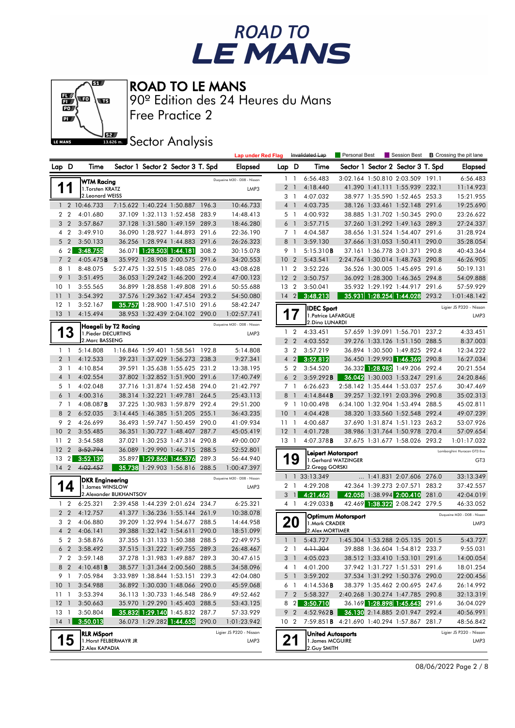# ROAD TO LE MANS

90º Edition des 24 Heures du Mans

Free Practice 2

Sector Analysis

Lap under Red Flag | Invalidated Lap | Personal Best | Session Best | **B** Crossing the pit lane

## 11 WTM Racing — Duqueine M30 - D08 - Nissan — LMP3
1.Torsten KRATZ
2.Leonard WEISS

| Lap | D | Time | Sector 1 | Sector 2 | Sector 3 | T. Spd | Elapsed |
|---|---|---|---|---|---|---|---|
| 1 | 2 | 10:46.733 | 7:15.622 | 1:40.224 | 1:50.887 | 196.3 | 10:46.733 |
| 2 | 2 | 4:01.680 | 37.109 | 1:32.113 | 1:52.458 | 283.9 | 14:48.413 |
| 3 | 2 | 3:57.867 | 37.128 | 1:31.580 | 1:49.159 | 289.3 | 18:46.280 |
| 4 | 2 | 3:49.910 | 36.090 | 1:28.927 | 1:44.893 | 291.6 | 22:36.190 |
| 5 | 2 | 3:50.133 | 36.256 | 1:28.994 | 1:44.883 | 291.6 | 26:26.323 |
| 6 | 2 | 3:48.755 | 36.071 | 1:28.503 | 1:44.181 | 308.2 | 30:15.078 |
| 7 | 2 | 4:05.475**B** | 35.992 | 1:28.908 | 2:00.575 | 291.6 | 34:20.553 |
| 8 | 1 | 8:48.075 | 5:27.475 | 1:32.515 | 1:48.085 | 276.0 | 43:08.628 |
| 9 | 1 | 3:51.495 | 36.053 | 1:29.242 | 1:46.200 | 292.4 | 47:00.123 |
| 10 | 1 | 3:55.565 | 36.899 | 1:28.858 | 1:49.808 | 291.6 | 50:55.688 |
| 11 | 1 | 3:54.392 | 37.576 | 1:29.362 | 1:47.454 | 293.2 | 54:50.080 |
| 12 | 1 | 3:52.167 | 35.757 | 1:28.900 | 1:47.510 | 291.6 | 58:42.247 |
| 13 | 1 | 4:15.494 | 38.953 | 1:32.439 | 2:04.102 | 290.0 | 1:02:57.741 |

## 13 Haegeli by T2 Racing — Duqueine M30 - D08 - Nissan — LMP3
1.Pieder DECURTINS
2.Marc BASSENG

| Lap | D | Time | Sector 1 | Sector 2 | Sector 3 | T. Spd | Elapsed |
|---|---|---|---|---|---|---|---|
| 1 | 1 | 5:14.808 | 1:16.846 | 1:59.401 | 1:58.561 | 192.8 | 5:14.808 |
| 2 | 1 | 4:12.533 | 39.231 | 1:37.029 | 1:56.273 | 238.3 | 9:27.341 |
| 3 | 1 | 4:10.854 | 39.591 | 1:35.638 | 1:55.625 | 231.2 | 13:38.195 |
| 4 | 1 | 4:02.554 | 37.802 | 1:32.852 | 1:51.900 | 291.6 | 17:40.749 |
| 5 | 1 | 4:02.048 | 37.716 | 1:31.874 | 1:52.458 | 294.0 | 21:42.797 |
| 6 | 1 | 4:00.316 | 38.314 | 1:32.221 | 1:49.781 | 264.5 | 25:43.113 |
| 7 | 1 | 4:08.087**B** | 37.225 | 1:30.983 | 1:59.879 | 292.4 | 29:51.200 |
| 8 | 2 | 6:52.035 | 3:14.445 | 1:46.385 | 1:51.205 | 255.1 | 36:43.235 |
| 9 | 2 | 4:26.699 | 36.493 | 1:59.747 | 1:50.459 | 290.0 | 41:09.934 |
| 10 | 2 | 3:55.485 | 36.351 | 1:30.727 | 1:48.407 | 287.7 | 45:05.419 |
| 11 | 2 | 3:54.588 | 37.021 | 1:30.253 | 1:47.314 | 290.8 | 49:00.007 |
| 12 | 2 | ~~3:52.794~~ | 36.089 | 1:29.990 | 1:46.715 | 288.5 | 52:52.801 |
| 13 | 2 | 3:52.139 | 35.897 | 1:29.866 | 1:46.376 | 289.3 | 56:44.940 |
| 14 | 2 | ~~4:02.457~~ | 35.738 | 1:29.903 | 1:56.816 | 288.5 | 1:00:47.397 |

## 14 DKR Engineering — Duqueine M30 - D08 - Nissan — LMP3
1.James WINSLOW
2.Alexander BUKHANTSOV

| Lap | D | Time | Sector 1 | Sector 2 | Sector 3 | T. Spd | Elapsed |
|---|---|---|---|---|---|---|---|
| 1 | 2 | 6:25.321 | 2:39.458 | 1:44.239 | 2:01.624 | 234.7 | 6:25.321 |
| 2 | 2 | 4:12.757 | 41.377 | 1:36.236 | 1:55.144 | 261.9 | 10:38.078 |
| 3 | 2 | 4:06.880 | 39.209 | 1:32.994 | 1:54.677 | 288.5 | 14:44.958 |
| 4 | 2 | 4:06.141 | 39.388 | 1:32.142 | 1:54.611 | 290.0 | 18:51.099 |
| 5 | 2 | 3:58.876 | 37.355 | 1:31.133 | 1:50.388 | 288.5 | 22:49.975 |
| 6 | 2 | 3:58.492 | 37.515 | 1:31.222 | 1:49.755 | 289.3 | 26:48.467 |
| 7 | 2 | 3:59.148 | 37.278 | 1:31.983 | 1:49.887 | 289.3 | 30:47.615 |
| 8 | 2 | 4:10.481**B** | 38.577 | 1:31.344 | 2:00.560 | 288.5 | 34:58.096 |
| 9 | 1 | 7:05.984 | 3:33.989 | 1:38.844 | 1:53.151 | 239.3 | 42:04.080 |
| 10 | 1 | 3:54.988 | 36.892 | 1:30.030 | 1:48.066 | 290.0 | 45:59.068 |
| 11 | 1 | 3:53.394 | 36.113 | 1:30.733 | 1:46.548 | 286.9 | 49:52.462 |
| 12 | 1 | 3:50.663 | 35.970 | 1:29.290 | 1:45.403 | 288.5 | 53:43.125 |
| 13 | 1 | 3:50.804 | 35.832 | 1:29.140 | 1:45.832 | 287.7 | 57:33.929 |
| 14 | 1 | 3:50.013 | 36.073 | 1:29.282 | 1:44.658 | 290.0 | 1:01:23.942 |

## 15 RLR MSport — Ligier JS P320 - Nissan — LMP3
1.Horst FELBERMAYR JR
2.Alex KAPADIA

| Lap | D | Time | Sector 1 | Sector 2 | Sector 3 | T. Spd | Elapsed |
|---|---|---|---|---|---|---|---|
| 1 | 1 | 6:56.483 | 3:02.164 | 1:50.810 | 2:03.509 | 191.1 | 6:56.483 |
| 2 | 1 | 4:18.440 | 41.390 | 1:41.111 | 1:55.939 | 232.1 | 11:14.923 |
| 3 | 1 | 4:07.032 | 38.977 | 1:35.590 | 1:52.465 | 253.3 | 15:21.955 |
| 4 | 1 | 4:03.735 | 38.126 | 1:33.461 | 1:52.148 | 291.6 | 19:25.690 |
| 5 | 1 | 4:00.932 | 38.885 | 1:31.702 | 1:50.345 | 290.0 | 23:26.622 |
| 6 | 1 | 3:57.715 | 37.260 | 1:31.292 | 1:49.163 | 289.3 | 27:24.337 |
| 7 | 1 | 4:04.587 | 38.656 | 1:31.524 | 1:54.407 | 291.6 | 31:28.924 |
| 8 | 1 | 3:59.130 | 37.666 | 1:31.053 | 1:50.411 | 290.0 | 35:28.054 |
| 9 | 1 | 5:15.310**B** | 37.161 | 1:36.778 | 3:01.371 | 290.8 | 40:43.364 |
| 10 | 2 | 5:43.541 | 2:24.764 | 1:30.014 | 1:48.763 | 290.8 | 46:26.905 |
| 11 | 2 | 3:52.226 | 36.526 | 1:30.005 | 1:45.695 | 291.6 | 50:19.131 |
| 12 | 2 | 3:50.757 | 36.092 | 1:28.300 | 1:46.365 | 294.8 | 54:09.888 |
| 13 | 2 | 3:50.041 | 35.932 | 1:29.192 | 1:44.917 | 291.6 | 57:59.929 |
| 14 | 2 | 3:48.213 | 35.931 | 1:28.254 | 1:44.028 | 293.2 | 1:01:48.142 |

## 17 IDEC Sport — Ligier JS P320 - Nissan — LMP3
1.Patrice LAFARGUE
2.Dino LUNARDI

| Lap | D | Time | Sector 1 | Sector 2 | Sector 3 | T. Spd | Elapsed |
|---|---|---|---|---|---|---|---|
| 1 | 2 | 4:33.451 | 57.659 | 1:39.091 | 1:56.701 | 237.2 | 4:33.451 |
| 2 | 2 | 4:03.552 | 39.276 | 1:33.126 | 1:51.150 | 288.5 | 8:37.003 |
| 3 | 2 | 3:57.219 | 36.894 | 1:30.500 | 1:49.825 | 292.4 | 12:34.222 |
| 4 | 2 | 3:52.812 | 36.450 | 1:29.993 | 1:46.369 | 290.8 | 16:27.034 |
| 5 | 2 | 3:54.520 | 36.332 | 1:28.982 | 1:49.206 | 292.4 | 20:21.554 |
| 6 | 2 | 3:59.292**B** | 36.042 | 1:30.003 | 1:53.247 | 291.6 | 24:20.846 |
| 7 | 1 | 6:26.623 | 2:58.142 | 1:35.444 | 1:53.037 | 257.6 | 30:47.469 |
| 8 | 1 | 4:14.844**B** | 39.257 | 1:32.191 | 2:03.396 | 290.8 | 35:02.313 |
| 9 | 1 | 10:00.498 | 6:34.100 | 1:32.904 | 1:53.494 | 288.5 | 45:02.811 |
| 10 | 1 | 4:04.428 | 38.320 | 1:33.560 | 1:52.548 | 292.4 | 49:07.239 |
| 11 | 1 | 4:00.687 | 37.690 | 1:31.874 | 1:51.123 | 263.2 | 53:07.926 |
| 12 | 1 | 4:01.728 | 38.986 | 1:31.764 | 1:50.978 | 270.4 | 57:09.654 |
| 13 | 1 | 4:07.378**B** | 37.675 | 1:31.677 | 1:58.026 | 293.2 | 1:01:17.032 |

## 19 Leipert Motorsport — Lamborghini Huracan GT3 Evo — GT3
1.Gerhard WATZINGER
2.Gregg GORSKI

| Lap | D | Time | Sector 1 | Sector 2 | Sector 3 | T. Spd | Elapsed |
|---|---|---|---|---|---|---|---|
| 1 | 1 | 33:13.349 | ... | 1:41.831 | 2:07.606 | 276.0 | 33:13.349 |
| 2 | 1 | 4:29.208 | 42.364 | 1:39.273 | 2:07.571 | 283.2 | 37:42.557 |
| 3 | 1 | 4:21.462 | 42.058 | 1:38.994 | 2:00.410 | 281.0 | 42:04.019 |
| 4 | 1 | 4:29.033**B** | 42.469 | 1:38.322 | 2:08.242 | 279.5 | 46:33.052 |

## 20 Optimum Motorsport — Duqueine M30 - D08 - Nissan — LMP3
1.Mark CRADER
2.Alex MORTIMER

| Lap | D | Time | Sector 1 | Sector 2 | Sector 3 | T. Spd | Elapsed |
|---|---|---|---|---|---|---|---|
| 1 | 1 | 5:43.727 | 1:45.304 | 1:53.288 | 2:05.135 | 201.5 | 5:43.727 |
| 2 | 1 | ~~4:11.304~~ | 39.888 | 1:36.604 | 1:54.812 | 233.7 | 9:55.031 |
| 3 | 1 | 4:05.023 | 38.512 | 1:33.410 | 1:53.101 | 291.6 | 14:00.054 |
| 4 | 1 | 4:01.200 | 37.942 | 1:31.727 | 1:51.531 | 291.6 | 18:01.254 |
| 5 | 1 | 3:59.202 | 37.534 | 1:31.292 | 1:50.376 | 290.0 | 22:00.456 |
| 6 | 1 | 4:14.536**B** | 38.379 | 1:35.462 | 2:00.695 | 247.6 | 26:14.992 |
| 7 | 2 | 5:58.327 | 2:40.268 | 1:30.274 | 1:47.785 | 290.8 | 32:13.319 |
| 8 | 2 | 3:50.710 | 36.169 | 1:28.898 | 1:45.643 | 291.6 | 36:04.029 |
| 9 | 2 | 4:52.962**B** | 36.130 | 2:14.885 | 2:01.947 | 292.4 | 40:56.991 |
| 10 | 2 | 7:59.851**B** | 4:21.690 | 1:40.294 | 1:57.867 | 281.7 | 48:56.842 |

## 21 United Autosports — Ligier JS P320 - Nissan — LMP3
1.James MCGUIRE
2.Guy SMITH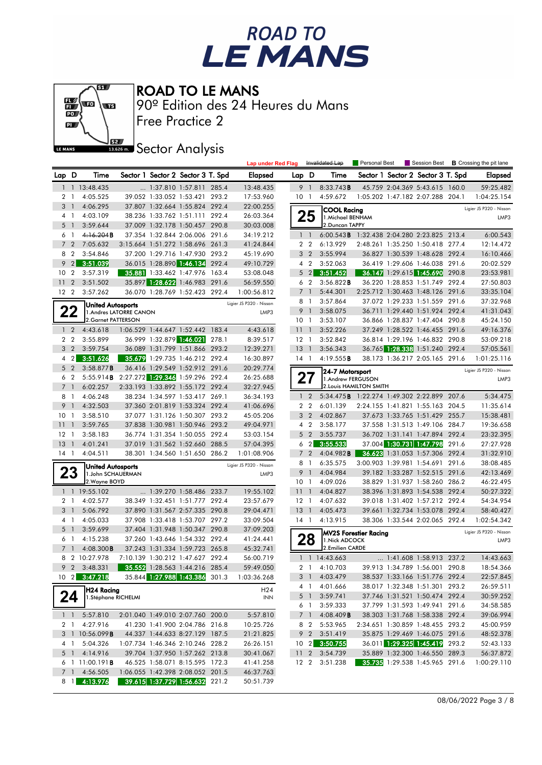# ROAD TO LE MANS

90º Edition des 24 Heures du Mans

Free Practice 2

## Sector Analysis

Lap under Red Flag | Invalidated Lap | Personal Best | Session Best | **B** Crossing the pit lane

| Lap | D | Time | Sector 1 | Sector 2 | Sector 3 | T. Spd | Elapsed |
|---|---|---|---|---|---|---|---|
| 1 | 1 | 13:48.435 | ... | 1:37.810 | 1:57.811 | 285.4 | 13:48.435 |
| 2 | 1 | 4:05.525 | 39.052 | 1:33.052 | 1:53.421 | 293.2 | 17:53.960 |
| 3 | 1 | 4:06.295 | 37.807 | 1:32.664 | 1:55.824 | 292.4 | 22:00.255 |
| 4 | 1 | 4:03.109 | 38.236 | 1:33.762 | 1:51.111 | 292.4 | 26:03.364 |
| 5 | 1 | 3:59.644 | 37.009 | 1:32.178 | 1:50.457 | 290.8 | 30:03.008 |
| 6 | 1 | 4:16.204B | 37.354 | 1:32.844 | 2:06.006 | 291.6 | 34:19.212 |
| 7 | 2 | 7:05.632 | 3:15.664 | 1:51.272 | 1:58.696 | 261.3 | 41:24.844 |
| 8 | 2 | 3:54.846 | 37.200 | 1:29.716 | 1:47.930 | 293.2 | 45:19.690 |
| 9 | 2 | 3:51.039 | 36.015 | 1:28.890 | 1:46.134 | 292.4 | 49:10.729 |
| 10 | 2 | 3:57.319 | 35.881 | 1:33.462 | 1:47.976 | 163.4 | 53:08.048 |
| 11 | 2 | 3:51.502 | 35.897 | 1:28.622 | 1:46.983 | 291.6 | 56:59.550 |
| 12 | 2 | 3:57.262 | 36.070 | 1:28.769 | 1:52.423 | 292.4 | 1:00:56.812 |

**22** United Autosports — 1.Andres LATORRE CANON, 2.Garnet PATTERSON — Ligier JS P320 - Nissan — LMP3

| Lap | D | Time | Sector 1 | Sector 2 | Sector 3 | T. Spd | Elapsed |
|---|---|---|---|---|---|---|---|
| 1 | 2 | 4:43.618 | 1:06.529 | 1:44.647 | 1:52.442 | 183.4 | 4:43.618 |
| 2 | 2 | 3:55.899 | 36.999 | 1:32.879 | 1:46.021 | 278.1 | 8:39.517 |
| 3 | 2 | 3:59.754 | 36.089 | 1:31.799 | 1:51.866 | 293.2 | 12:39.271 |
| 4 | 2 | 3:51.626 | 35.679 | 1:29.735 | 1:46.212 | 292.4 | 16:30.897 |
| 5 | 2 | 3:58.877B | 36.416 | 1:29.549 | 1:52.912 | 291.6 | 20:29.774 |
| 6 | 2 | 5:55.914B | 2:27.272 | 1:29.346 | 1:59.296 | 292.4 | 26:25.688 |
| 7 | 1 | 6:02.257 | 2:33.193 | 1:33.892 | 1:55.172 | 292.4 | 32:27.945 |
| 8 | 1 | 4:06.248 | 38.234 | 1:34.597 | 1:53.417 | 269.1 | 36:34.193 |
| 9 | 1 | 4:32.503 | 37.360 | 2:01.819 | 1:53.324 | 292.4 | 41:06.696 |
| 10 | 1 | 3:58.510 | 37.077 | 1:31.126 | 1:50.307 | 293.2 | 45:05.206 |
| 11 | 1 | 3:59.765 | 37.838 | 1:30.981 | 1:50.946 | 293.2 | 49:04.971 |
| 12 | 1 | 3:58.183 | 36.774 | 1:31.354 | 1:50.055 | 292.4 | 53:03.154 |
| 13 | 1 | 4:01.241 | 37.019 | 1:31.562 | 1:52.660 | 288.5 | 57:04.395 |
| 14 | 1 | 4:04.511 | 38.301 | 1:34.560 | 1:51.650 | 286.2 | 1:01:08.906 |

**23** United Autosports — 1.John SCHAUERMAN, 2.Wayne BOYD — Ligier JS P320 - Nissan — LMP3

| Lap | D | Time | Sector 1 | Sector 2 | Sector 3 | T. Spd | Elapsed |
|---|---|---|---|---|---|---|---|
| 1 | 1 | 19:55.102 | ... | 1:39.270 | 1:58.486 | 233.7 | 19:55.102 |
| 2 | 1 | 4:02.577 | 38.349 | 1:32.451 | 1:51.777 | 292.4 | 23:57.679 |
| 3 | 1 | 5:06.792 | 37.890 | 1:31.567 | 2:57.335 | 290.8 | 29:04.471 |
| 4 | 1 | 4:05.033 | 37.908 | 1:33.418 | 1:53.707 | 297.2 | 33:09.504 |
| 5 | 1 | 3:59.699 | 37.404 | 1:31.948 | 1:50.347 | 290.8 | 37:09.203 |
| 6 | 1 | 4:15.238 | 37.260 | 1:43.646 | 1:54.332 | 292.4 | 41:24.441 |
| 7 | 1 | 4:08.300B | 37.243 | 1:31.334 | 1:59.723 | 265.8 | 45:32.741 |
| 8 | 2 | 10:27.978 | 7:10.139 | 1:30.212 | 1:47.627 | 292.4 | 56:00.719 |
| 9 | 2 | 3:48.331 | 35.552 | 1:28.563 | 1:44.216 | 285.4 | 59:49.050 |
| 10 | 2 | 3:47.218 | 35.844 | 1:27.988 | 1:43.386 | 301.3 | 1:03:36.268 |

**24** H24 Racing — 1.Stéphane RICHELMI — H24 — INN

| Lap | D | Time | Sector 1 | Sector 2 | Sector 3 | T. Spd | Elapsed |
|---|---|---|---|---|---|---|---|
| 1 | 1 | 5:57.810 | 2:01.040 | 1:49.010 | 2:07.760 | 200.0 | 5:57.810 |
| 2 | 1 | 4:27.916 | 41.230 | 1:41.900 | 2:04.786 | 216.8 | 10:25.726 |
| 3 | 1 | 10:56.099B | 44.337 | 1:44.633 | 8:27.129 | 187.5 | 21:21.825 |
| 4 | 1 | 5:04.326 | 1:07.734 | 1:46.346 | 2:10.246 | 228.2 | 26:26.151 |
| 5 | 1 | 4:14.916 | 39.704 | 1:37.950 | 1:57.262 | 213.8 | 30:41.067 |
| 6 | 1 | 11:00.191B | 46.525 | 1:58.071 | 8:15.595 | 172.3 | 41:41.258 |
| 7 | 1 | 4:56.505 | 1:06.055 | 1:42.398 | 2:08.052 | 201.5 | 46:37.763 |
| 8 | 1 | 4:13.976 | 39.615 | 1:37.729 | 1:56.632 | 221.2 | 50:51.739 |
| 9 | 1 | 8:33.743B | 45.759 | 2:04.369 | 5:43.615 | 160.0 | 59:25.482 |
| 10 | 1 | 4:59.672 | 1:05.202 | 1:47.182 | 2:07.288 | 204.1 | 1:04:25.154 |

**25** COOL Racing — 1.Michael BENHAM, 2.Duncan TAPPY — Ligier JS P320 - Nissan — LMP3

| Lap | D | Time | Sector 1 | Sector 2 | Sector 3 | T. Spd | Elapsed |
|---|---|---|---|---|---|---|---|
| 1 | 1 | 6:00.543B | 1:32.438 | 2:04.280 | 2:23.825 | 213.4 | 6:00.543 |
| 2 | 2 | 6:13.929 | 2:48.261 | 1:35.250 | 1:50.418 | 277.4 | 12:14.472 |
| 3 | 2 | 3:55.994 | 36.827 | 1:30.539 | 1:48.628 | 292.4 | 16:10.466 |
| 4 | 2 | 3:52.063 | 36.419 | 1:29.606 | 1:46.038 | 291.6 | 20:02.529 |
| 5 | 2 | 3:51.452 | 36.147 | 1:29.615 | 1:45.690 | 290.8 | 23:53.981 |
| 6 | 2 | 3:56.822B | 36.220 | 1:28.853 | 1:51.749 | 292.4 | 27:50.803 |
| 7 | 1 | 5:44.301 | 2:25.712 | 1:30.463 | 1:48.126 | 291.6 | 33:35.104 |
| 8 | 1 | 3:57.864 | 37.072 | 1:29.233 | 1:51.559 | 291.6 | 37:32.968 |
| 9 | 1 | 3:58.075 | 36.711 | 1:29.440 | 1:51.924 | 292.4 | 41:31.043 |
| 10 | 1 | 3:53.107 | 36.866 | 1:28.837 | 1:47.404 | 290.8 | 45:24.150 |
| 11 | 1 | 3:52.226 | 37.249 | 1:28.522 | 1:46.455 | 291.6 | 49:16.376 |
| 12 | 1 | 3:52.842 | 36.814 | 1:29.196 | 1:46.832 | 290.8 | 53:09.218 |
| 13 | 1 | 3:56.343 | 36.765 | 1:28.338 | 1:51.240 | 292.4 | 57:05.561 |
| 14 | 1 | 4:19.555B | 38.173 | 1:36.217 | 2:05.165 | 291.6 | 1:01:25.116 |

**27** 24-7 Motorsport — 1.Andrew FERGUSON, 2.Louis HAMILTON SMITH — Ligier JS P320 - Nissan — LMP3

| Lap | D | Time | Sector 1 | Sector 2 | Sector 3 | T. Spd | Elapsed |
|---|---|---|---|---|---|---|---|
| 1 | 2 | 5:34.475B | 1:22.274 | 1:49.302 | 2:22.899 | 207.6 | 5:34.475 |
| 2 | 2 | 6:01.139 | 2:24.155 | 1:41.821 | 1:55.163 | 204.5 | 11:35.614 |
| 3 | 2 | 4:02.867 | 37.673 | 1:33.765 | 1:51.429 | 255.7 | 15:38.481 |
| 4 | 2 | 3:58.177 | 37.558 | 1:31.513 | 1:49.106 | 284.7 | 19:36.658 |
| 5 | 2 | 3:55.737 | 36.702 | 1:31.141 | 1:47.894 | 292.4 | 23:32.395 |
| 6 | 2 | 3:55.533 | 37.004 | 1:30.731 | 1:47.798 | 291.6 | 27:27.928 |
| 7 | 2 | 4:04.982B | 36.623 | 1:31.053 | 1:57.306 | 292.4 | 31:32.910 |
| 8 | 1 | 6:35.575 | 3:00.903 | 1:39.981 | 1:54.691 | 291.6 | 38:08.485 |
| 9 | 1 | 4:04.984 | 39.182 | 1:33.287 | 1:52.515 | 291.6 | 42:13.469 |
| 10 | 1 | 4:09.026 | 38.829 | 1:31.937 | 1:58.260 | 286.2 | 46:22.495 |
| 11 | 1 | 4:04.827 | 38.396 | 1:31.893 | 1:54.538 | 292.4 | 50:27.322 |
| 12 | 1 | 4:07.632 | 39.018 | 1:31.402 | 1:57.212 | 292.4 | 54:34.954 |
| 13 | 1 | 4:05.473 | 39.661 | 1:32.734 | 1:53.078 | 292.4 | 58:40.427 |
| 14 | 1 | 4:13.915 | 38.306 | 1:33.544 | 2:02.065 | 292.4 | 1:02:54.342 |

**28** MV2S Forestier Racing — 1.Nick ADCOCK, 2.Emilien CARDE — Ligier JS P320 - Nissan — LMP3

| Lap | D | Time | Sector 1 | Sector 2 | Sector 3 | T. Spd | Elapsed |
|---|---|---|---|---|---|---|---|
| 1 | 1 | 14:43.663 | ... | 1:41.608 | 1:58.913 | 237.2 | 14:43.663 |
| 2 | 1 | 4:10.703 | 39.913 | 1:34.789 | 1:56.001 | 290.8 | 18:54.366 |
| 3 | 1 | 4:03.479 | 38.537 | 1:33.166 | 1:51.776 | 292.4 | 22:57.845 |
| 4 | 1 | 4:01.666 | 38.017 | 1:32.348 | 1:51.301 | 293.2 | 26:59.511 |
| 5 | 1 | 3:59.741 | 37.746 | 1:31.521 | 1:50.474 | 292.4 | 30:59.252 |
| 6 | 1 | 3:59.333 | 37.799 | 1:31.593 | 1:49.941 | 291.6 | 34:58.585 |
| 7 | 1 | 4:08.409B | 38.303 | 1:31.768 | 1:58.338 | 292.4 | 39:06.994 |
| 8 | 2 | 5:53.965 | 2:34.651 | 1:30.859 | 1:48.455 | 293.2 | 45:00.959 |
| 9 | 2 | 3:51.419 | 35.875 | 1:29.469 | 1:46.075 | 291.6 | 48:52.378 |
| 10 | 2 | 3:50.755 | 36.011 | 1:29.325 | 1:45.419 | 293.2 | 52:43.133 |
| 11 | 2 | 3:54.739 | 35.889 | 1:32.300 | 1:46.550 | 289.3 | 56:37.872 |
| 12 | 2 | 3:51.238 | 35.735 | 1:29.538 | 1:45.965 | 291.6 | 1:00:29.110 |

08/06/2022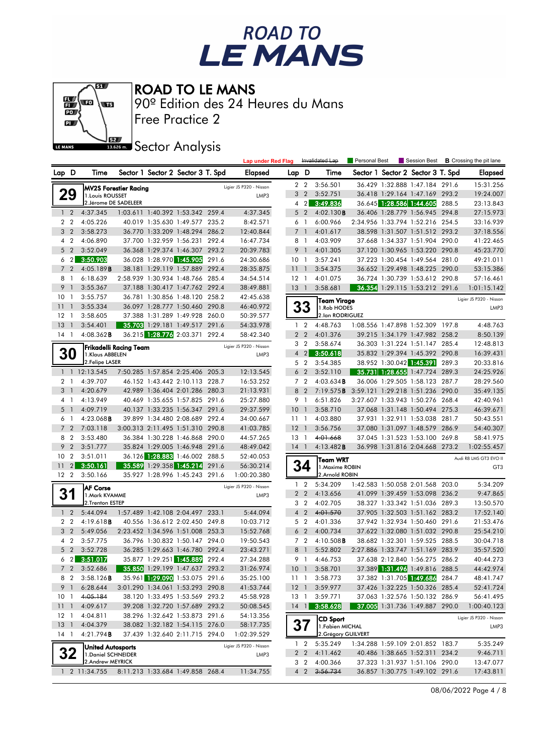# ROAD TO LE MANS

90º Edition des 24 Heures du Mans

Free Practice 2

## Sector Analysis

Lap under Red Flag | Invalidated Lap | Personal Best | Session Best | **B** Crossing the pit lane

### 29 — MV2S Forestier Racing — Ligier JS P320 - Nissan — LMP3
1.Louis ROUSSET
2.Jérome DE SADELEER

| Lap | D | Time | Sector 1 | Sector 2 | Sector 3 | T. Spd | Elapsed |
|---|---|---|---|---|---|---|---|
| 1 | 2 | 4:37.345 | 1:03.611 | 1:40.392 | 1:53.342 | 259.4 | 4:37.345 |
| 2 | 2 | 4:05.226 | 40.019 | 1:35.630 | 1:49.577 | 235.2 | 8:42.571 |
| 3 | 2 | 3:58.273 | 36.770 | 1:33.209 | 1:48.294 | 286.2 | 12:40.844 |
| 4 | 2 | 4:06.890 | 37.700 | 1:32.959 | 1:56.231 | 292.4 | 16:47.734 |
| 5 | 2 | 3:52.049 | 36.368 | 1:29.374 | 1:46.307 | 293.2 | 20:39.783 |
| 6 | 2 | 3:50.903 | 36.028 | 1:28.970 | 1:45.905 | 291.6 | 24:30.686 |
| 7 | 2 | 4:05.189**B** | 38.181 | 1:29.119 | 1:57.889 | 292.4 | 28:35.875 |
| 8 | 1 | 6:18.639 | 2:58.939 | 1:30.934 | 1:48.766 | 285.4 | 34:54.514 |
| 9 | 1 | 3:55.367 | 37.188 | 1:30.417 | 1:47.762 | 292.4 | 38:49.881 |
| 10 | 1 | 3:55.757 | 36.781 | 1:30.856 | 1:48.120 | 258.2 | 42:45.638 |
| 11 | 1 | 3:55.334 | 36.097 | 1:28.777 | 1:50.460 | 290.8 | 46:40.972 |
| 12 | 1 | 3:58.605 | 37.388 | 1:31.289 | 1:49.928 | 260.0 | 50:39.577 |
| 13 | 1 | 3:54.401 | 35.703 | 1:29.181 | 1:49.517 | 291.6 | 54:33.978 |
| 14 | 1 | 4:08.362**B** | 36.215 | 1:28.776 | 2:03.371 | 292.4 | 58:42.340 |

### 30 — Frikadelli Racing Team — Ligier JS P320 - Nissan — LMP3
1.Klaus ABBELEN
2.Felipe LASER

| Lap | D | Time | Sector 1 | Sector 2 | Sector 3 | T. Spd | Elapsed |
|---|---|---|---|---|---|---|---|
| 1 | 1 | 12:13.545 | 7:50.285 | 1:57.854 | 2:25.406 | 205.3 | 12:13.545 |
| 2 | 1 | 4:39.707 | 46.152 | 1:43.442 | 2:10.113 | 228.7 | 16:53.252 |
| 3 | 1 | 4:20.679 | 42.989 | 1:36.404 | 2:01.286 | 280.3 | 21:13.931 |
| 4 | 1 | 4:13.949 | 40.469 | 1:35.655 | 1:57.825 | 291.6 | 25:27.880 |
| 5 | 1 | 4:09.719 | 40.137 | 1:33.235 | 1:56.347 | 291.6 | 29:37.599 |
| 6 | 1 | 4:23.068**B** | 39.899 | 1:34.480 | 2:08.689 | 292.4 | 34:00.667 |
| 7 | 2 | 7:03.118 | 3:00.313 | 2:11.495 | 1:51.310 | 290.8 | 41:03.785 |
| 8 | 2 | 3:53.480 | 36.384 | 1:30.228 | 1:46.868 | 290.0 | 44:57.265 |
| 9 | 2 | 3:51.777 | 35.824 | 1:29.005 | 1:46.948 | 291.6 | 48:49.042 |
| 10 | 2 | 3:51.011 | 36.126 | 1:28.883 | 1:46.002 | 288.5 | 52:40.053 |
| 11 | 2 | 3:50.161 | 35.589 | 1:29.358 | 1:45.214 | 291.6 | 56:30.214 |
| 12 | 2 | 3:50.166 | 35.927 | 1:28.996 | 1:45.243 | 291.6 | 1:00:20.380 |

### 31 — AF Corse — Ligier JS P320 - Nissan — LMP3
1.Mark KVAMME
2.Trenton ESTEP

| Lap | D | Time | Sector 1 | Sector 2 | Sector 3 | T. Spd | Elapsed |
|---|---|---|---|---|---|---|---|
| 1 | 2 | 5:44.094 | 1:57.489 | 1:42.108 | 2:04.497 | 233.1 | 5:44.094 |
| 2 | 2 | 4:19.618**B** | 40.556 | 1:36.612 | 2:02.450 | 249.8 | 10:03.712 |
| 3 | 2 | 5:49.056 | 2:23.452 | 1:34.596 | 1:51.008 | 253.3 | 15:52.768 |
| 4 | 2 | 3:57.775 | 36.796 | 1:30.832 | 1:50.147 | 294.0 | 19:50.543 |
| 5 | 2 | 3:52.728 | 36.285 | 1:29.663 | 1:46.780 | 292.4 | 23:43.271 |
| 6 | 2 | 3:51.017 | 35.877 | 1:29.251 | 1:45.889 | 292.4 | 27:34.288 |
| 7 | 2 | 3:52.686 | 35.850 | 1:29.199 | 1:47.637 | 293.2 | 31:26.974 |
| 8 | 2 | 3:58.126**B** | 35.961 | 1:29.090 | 1:53.075 | 291.6 | 35:25.100 |
| 9 | 1 | 6:28.644 | 3:01.290 | 1:34.061 | 1:53.293 | 290.8 | 41:53.744 |
| 10 | 1 | ~~4:05.184~~ | 38.120 | 1:33.495 | 1:53.569 | 293.2 | 45:58.928 |
| 11 | 1 | 4:09.617 | 39.208 | 1:32.720 | 1:57.689 | 293.2 | 50:08.545 |
| 12 | 1 | 4:04.811 | 38.296 | 1:32.642 | 1:53.873 | 291.6 | 54:13.356 |
| 13 | 1 | 4:04.379 | 38.082 | 1:32.182 | 1:54.115 | 276.0 | 58:17.735 |
| 14 | 1 | 4:21.794**B** | 37.439 | 1:32.640 | 2:11.715 | 294.0 | 1:02:39.529 |

### 32 — United Autosports — Ligier JS P320 - Nissan — LMP3
1.Daniel SCHNEIDER
2.Andrew MEYRICK

| Lap | D | Time | Sector 1 | Sector 2 | Sector 3 | T. Spd | Elapsed |
|---|---|---|---|---|---|---|---|
| 1 | 2 | 11:34.755 | 8:11.213 | 1:33.684 | 1:49.858 | 268.4 | 11:34.755 |
| 2 | 2 | 3:56.501 | 36.429 | 1:32.888 | 1:47.184 | 291.6 | 15:31.256 |
| 3 | 2 | 3:52.751 | 36.418 | 1:29.164 | 1:47.169 | 293.2 | 19:24.007 |
| 4 | 2 | 3:49.836 | 36.645 | 1:28.586 | 1:44.605 | 288.5 | 23:13.843 |
| 5 | 2 | 4:02.130**B** | 36.406 | 1:28.779 | 1:56.945 | 294.8 | 27:15.973 |
| 6 | 1 | 6:00.966 | 2:34.956 | 1:33.794 | 1:52.216 | 254.5 | 33:16.939 |
| 7 | 1 | 4:01.617 | 38.598 | 1:31.507 | 1:51.512 | 293.2 | 37:18.556 |
| 8 | 1 | 4:03.909 | 37.668 | 1:34.337 | 1:51.904 | 290.0 | 41:22.465 |
| 9 | 1 | 4:01.305 | 37.120 | 1:30.965 | 1:53.220 | 290.8 | 45:23.770 |
| 10 | 1 | 3:57.241 | 37.223 | 1:30.454 | 1:49.564 | 281.0 | 49:21.011 |
| 11 | 1 | 3:54.375 | 36.652 | 1:29.498 | 1:48.225 | 290.0 | 53:15.386 |
| 12 | 1 | 4:01.075 | 36.724 | 1:30.739 | 1:53.612 | 290.8 | 57:16.461 |
| 13 | 1 | 3:58.681 | 36.354 | 1:29.115 | 1:53.212 | 291.6 | 1:01:15.142 |

### 33 — Team Virage — Ligier JS P320 - Nissan — LMP3
1.Rob HODES
2.Ian RODRIGUEZ

| Lap | D | Time | Sector 1 | Sector 2 | Sector 3 | T. Spd | Elapsed |
|---|---|---|---|---|---|---|---|
| 1 | 2 | 4:48.763 | 1:08.556 | 1:47.898 | 1:52.309 | 197.8 | 4:48.763 |
| 2 | 2 | 4:01.376 | 39.215 | 1:34.179 | 1:47.982 | 258.2 | 8:50.139 |
| 3 | 2 | 3:58.674 | 36.303 | 1:31.224 | 1:51.147 | 285.4 | 12:48.813 |
| 4 | 2 | 3:50.618 | 35.832 | 1:29.394 | 1:45.392 | 290.8 | 16:39.431 |
| 5 | 2 | 3:54.385 | 38.952 | 1:30.042 | 1:45.391 | 289.3 | 20:33.816 |
| 6 | 2 | 3:52.110 | 35.731 | 1:28.655 | 1:47.724 | 289.3 | 24:25.926 |
| 7 | 2 | 4:03.634**B** | 36.006 | 1:29.505 | 1:58.123 | 287.7 | 28:29.560 |
| 8 | 2 | 7:19.575**B** | 3:59.121 | 1:29.218 | 1:51.236 | 290.0 | 35:49.135 |
| 9 | 1 | 6:51.826 | 3:27.607 | 1:33.943 | 1:50.276 | 268.4 | 42:40.961 |
| 10 | 1 | 3:58.710 | 37.068 | 1:31.148 | 1:50.494 | 275.3 | 46:39.671 |
| 11 | 1 | 4:03.880 | 37.931 | 1:32.911 | 1:53.038 | 281.7 | 50:43.551 |
| 12 | 1 | 3:56.756 | 37.080 | 1:31.097 | 1:48.579 | 286.9 | 54:40.307 |
| 13 | 1 | ~~4:01.668~~ | 37.045 | 1:31.523 | 1:53.100 | 269.8 | 58:41.975 |
| 14 | 1 | 4:13.482**B** | 36.998 | 1:31.816 | 2:04.668 | 273.2 | 1:02:55.457 |

### 34 — Team WRT — Audi R8 LMS GT3 EVO II — GT3
1.Maxime ROBIN
2.Arnold ROBIN

| Lap | D | Time | Sector 1 | Sector 2 | Sector 3 | T. Spd | Elapsed |
|---|---|---|---|---|---|---|---|
| 1 | 2 | 5:34.209 | 1:42.583 | 1:50.058 | 2:01.568 | 203.0 | 5:34.209 |
| 2 | 2 | 4:13.656 | 41.099 | 1:39.459 | 1:53.098 | 236.2 | 9:47.865 |
| 3 | 2 | 4:02.705 | 38.327 | 1:33.342 | 1:51.036 | 289.3 | 13:50.570 |
| 4 | 2 | ~~4:01.570~~ | 37.905 | 1:32.503 | 1:51.162 | 283.2 | 17:52.140 |
| 5 | 2 | 4:01.336 | 37.942 | 1:32.934 | 1:50.460 | 291.6 | 21:53.476 |
| 6 | 2 | 4:00.734 | 37.622 | 1:32.080 | 1:51.032 | 290.8 | 25:54.210 |
| 7 | 2 | 4:10.508**B** | 38.682 | 1:32.301 | 1:59.525 | 288.5 | 30:04.718 |
| 8 | 1 | 5:52.802 | 2:27.886 | 1:33.747 | 1:51.169 | 283.9 | 35:57.520 |
| 9 | 1 | 4:46.753 | 37.638 | 2:12.840 | 1:56.275 | 286.2 | 40:44.273 |
| 10 | 1 | 3:58.701 | 37.389 | 1:31.496 | 1:49.816 | 288.5 | 44:42.974 |
| 11 | 1 | 3:58.773 | 37.382 | 1:31.705 | 1:49.686 | 284.7 | 48:41.747 |
| 12 | 1 | 3:59.977 | 37.426 | 1:32.225 | 1:50.326 | 285.4 | 52:41.724 |
| 13 | 1 | 3:59.771 | 37.063 | 1:32.576 | 1:50.132 | 286.9 | 56:41.495 |
| 14 | 1 | 3:58.628 | 37.005 | 1:31.736 | 1:49.887 | 290.0 | 1:00:40.123 |

### 37 — CD Sport — Ligier JS P320 - Nissan — LMP3
1.Fabien MICHAL
2.Grégory GUILVERT

| Lap | D | Time | Sector 1 | Sector 2 | Sector 3 | T. Spd | Elapsed |
|---|---|---|---|---|---|---|---|
| 1 | 2 | 5:35.249 | 1:34.288 | 1:59.109 | 2:01.852 | 183.7 | 5:35.249 |
| 2 | 2 | 4:11.462 | 40.486 | 1:38.665 | 1:52.311 | 234.2 | 9:46.711 |
| 3 | 2 | 4:00.366 | 37.323 | 1:31.937 | 1:51.106 | 290.0 | 13:47.077 |
| 4 | 2 | ~~3:56.734~~ | 36.857 | 1:30.775 | 1:49.102 | 291.6 | 17:43.811 |

08/06/2022 Page 4 / 8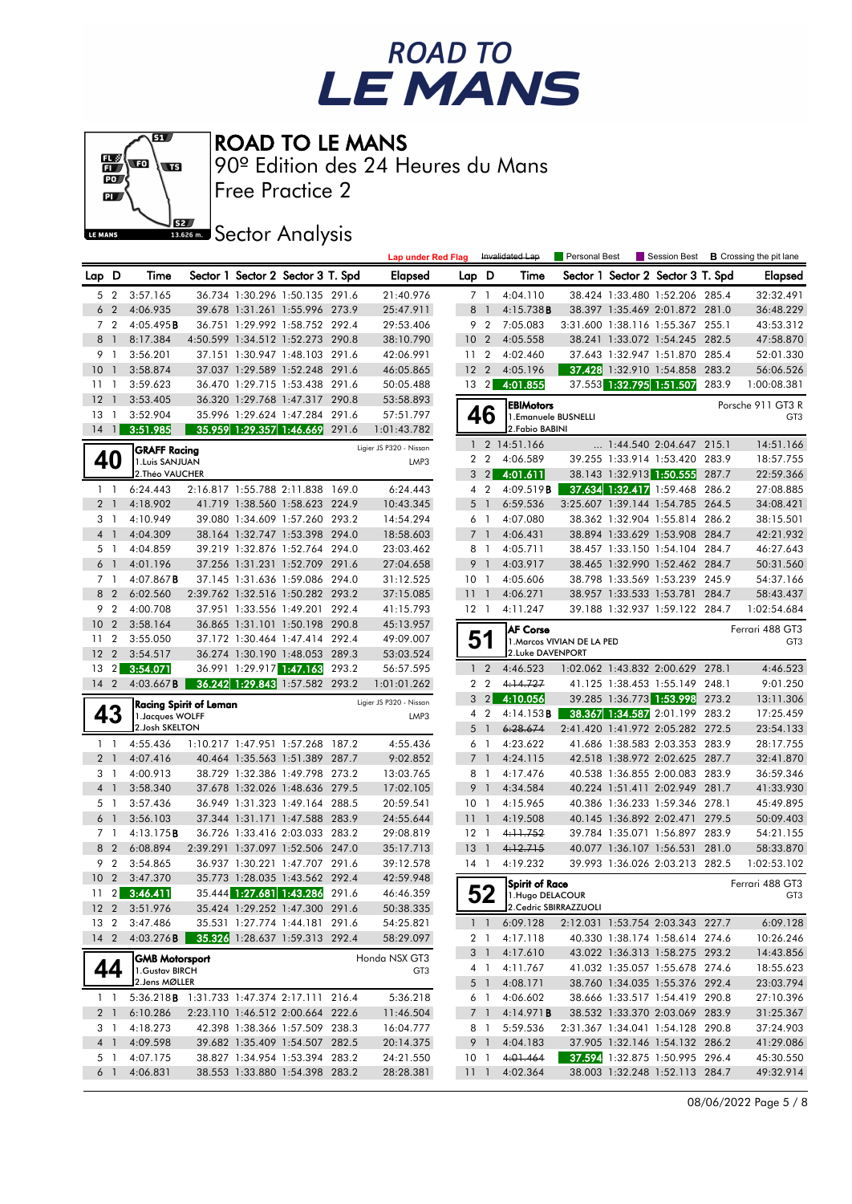# ROAD TO LE MANS

90º Edition des 24 Heures du Mans

Free Practice 2

## Sector Analysis

Lap under Red Flag | Invalidated Lap | Personal Best | Session Best | **B** Crossing the pit lane

| Lap | D | Time | Sector 1 | Sector 2 | Sector 3 | T. Spd | Elapsed |
|---|---|---|---|---|---|---|---|
| 5 | 2 | 3:57.165 | 36.734 | 1:30.296 | 1:50.135 | 291.6 | 21:40.976 |
| 6 | 2 | 4:06.935 | 39.678 | 1:31.261 | 1:55.996 | 273.9 | 25:47.911 |
| 7 | 2 | 4:05.495**B** | 36.751 | 1:29.992 | 1:58.752 | 292.4 | 29:53.406 |
| 8 | 1 | 8:17.384 | 4:50.599 | 1:34.512 | 1:52.273 | 290.8 | 38:10.790 |
| 9 | 1 | 3:56.201 | 37.151 | 1:30.947 | 1:48.103 | 291.6 | 42:06.991 |
| 10 | 1 | 3:58.874 | 37.037 | 1:29.589 | 1:52.248 | 291.6 | 46:05.865 |
| 11 | 1 | 3:59.623 | 36.470 | 1:29.715 | 1:53.438 | 291.6 | 50:05.488 |
| 12 | 1 | 3:53.405 | 36.320 | 1:29.768 | 1:47.317 | 290.8 | 53:58.893 |
| 13 | 1 | 3:52.904 | 35.996 | 1:29.624 | 1:47.284 | 291.6 | 57:51.797 |
| 14 | 1 | 3:51.985 | 35.959 | 1:29.357 | 1:46.669 | 291.6 | 1:01:43.782 |

### 40 — GRAFF Racing — Ligier JS P320 - Nissan — LMP3
1. Luis SANJUAN
2. Théo VAUCHER

| Lap | D | Time | Sector 1 | Sector 2 | Sector 3 | T. Spd | Elapsed |
|---|---|---|---|---|---|---|---|
| 1 | 1 | 6:24.443 | 2:16.817 | 1:55.788 | 2:11.838 | 169.0 | 6:24.443 |
| 2 | 1 | 4:18.902 | 41.719 | 1:38.560 | 1:58.623 | 224.9 | 10:43.345 |
| 3 | 1 | 4:10.949 | 39.080 | 1:34.609 | 1:57.260 | 293.2 | 14:54.294 |
| 4 | 1 | 4:04.309 | 38.164 | 1:32.747 | 1:53.398 | 294.0 | 18:58.603 |
| 5 | 1 | 4:04.859 | 39.219 | 1:32.876 | 1:52.764 | 294.0 | 23:03.462 |
| 6 | 1 | 4:01.196 | 37.256 | 1:31.231 | 1:52.709 | 291.6 | 27:04.658 |
| 7 | 1 | 4:07.867**B** | 37.145 | 1:31.636 | 1:59.086 | 294.0 | 31:12.525 |
| 8 | 2 | 6:02.560 | 2:39.762 | 1:32.516 | 1:50.282 | 293.2 | 37:15.085 |
| 9 | 2 | 4:00.708 | 37.951 | 1:33.556 | 1:49.201 | 292.4 | 41:15.793 |
| 10 | 2 | 3:58.164 | 36.865 | 1:31.101 | 1:50.198 | 290.8 | 45:13.957 |
| 11 | 2 | 3:55.050 | 37.172 | 1:30.464 | 1:47.414 | 292.4 | 49:09.007 |
| 12 | 2 | 3:54.517 | 36.274 | 1:30.190 | 1:48.053 | 289.3 | 53:03.524 |
| 13 | 2 | 3:54.071 | 36.991 | 1:29.917 | 1:47.163 | 293.2 | 56:57.595 |
| 14 | 2 | 4:03.667**B** | 36.242 | 1:29.843 | 1:57.582 | 293.2 | 1:01:01.262 |

### 43 — Racing Spirit of Leman — Ligier JS P320 - Nissan — LMP3
1. Jacques WOLFF
2. Josh SKELTON

| Lap | D | Time | Sector 1 | Sector 2 | Sector 3 | T. Spd | Elapsed |
|---|---|---|---|---|---|---|---|
| 1 | 1 | 4:55.436 | 1:10.217 | 1:47.951 | 1:57.268 | 187.2 | 4:55.436 |
| 2 | 1 | 4:07.416 | 40.464 | 1:35.563 | 1:51.389 | 287.7 | 9:02.852 |
| 3 | 1 | 4:00.913 | 38.729 | 1:32.386 | 1:49.798 | 273.2 | 13:03.765 |
| 4 | 1 | 3:58.340 | 37.678 | 1:32.026 | 1:48.636 | 279.5 | 17:02.105 |
| 5 | 1 | 3:57.436 | 36.949 | 1:31.323 | 1:49.164 | 288.5 | 20:59.541 |
| 6 | 1 | 3:56.103 | 37.344 | 1:31.171 | 1:47.588 | 283.9 | 24:55.644 |
| 7 | 1 | 4:13.175**B** | 36.726 | 1:33.416 | 2:03.033 | 283.2 | 29:08.819 |
| 8 | 2 | 6:08.894 | 2:39.291 | 1:37.097 | 1:52.506 | 247.0 | 35:17.713 |
| 9 | 2 | 3:54.865 | 36.937 | 1:30.221 | 1:47.707 | 291.6 | 39:12.578 |
| 10 | 2 | 3:47.370 | 35.773 | 1:28.035 | 1:43.562 | 292.4 | 42:59.948 |
| 11 | 2 | 3:46.411 | 35.444 | 1:27.681 | 1:43.286 | 291.6 | 46:46.359 |
| 12 | 2 | 3:51.976 | 35.424 | 1:29.252 | 1:47.300 | 291.6 | 50:38.335 |
| 13 | 2 | 3:47.486 | 35.531 | 1:27.774 | 1:44.181 | 291.6 | 54:25.821 |
| 14 | 2 | 4:03.276**B** | 35.326 | 1:28.637 | 1:59.313 | 292.4 | 58:29.097 |

### 44 — GMB Motorsport — Honda NSX GT3 — GT3
1. Gustav BIRCH
2. Jens MØLLER

| Lap | D | Time | Sector 1 | Sector 2 | Sector 3 | T. Spd | Elapsed |
|---|---|---|---|---|---|---|---|
| 1 | 1 | 5:36.218**B** | 1:31.733 | 1:47.374 | 2:17.111 | 216.4 | 5:36.218 |
| 2 | 1 | 6:10.286 | 2:23.110 | 1:46.512 | 2:00.664 | 222.6 | 11:46.504 |
| 3 | 1 | 4:18.273 | 42.398 | 1:38.366 | 1:57.509 | 238.3 | 16:04.777 |
| 4 | 1 | 4:09.598 | 39.682 | 1:35.409 | 1:54.507 | 282.5 | 20:14.375 |
| 5 | 1 | 4:07.175 | 38.827 | 1:34.954 | 1:53.394 | 283.2 | 24:21.550 |
| 6 | 1 | 4:06.831 | 38.553 | 1:33.880 | 1:54.398 | 283.2 | 28:28.381 |
| 7 | 1 | 4:04.110 | 38.424 | 1:33.480 | 1:52.206 | 285.4 | 32:32.491 |
| 8 | 1 | 4:15.738**B** | 38.397 | 1:35.469 | 2:01.872 | 281.0 | 36:48.229 |
| 9 | 2 | 7:05.083 | 3:31.600 | 1:38.116 | 1:55.367 | 255.1 | 43:53.312 |
| 10 | 2 | 4:05.558 | 38.241 | 1:33.072 | 1:54.245 | 282.5 | 47:58.870 |
| 11 | 2 | 4:02.460 | 37.643 | 1:32.947 | 1:51.870 | 285.4 | 52:01.330 |
| 12 | 2 | 4:05.196 | 37.428 | 1:32.910 | 1:54.858 | 283.2 | 56:06.526 |
| 13 | 2 | 4:01.855 | 37.553 | 1:32.795 | 1:51.507 | 283.9 | 1:00:08.381 |

### 46 — EBIMotors — Porsche 911 GT3 R — GT3
1. Emanuele BUSNELLI
2. Fabio BABINI

| Lap | D | Time | Sector 1 | Sector 2 | Sector 3 | T. Spd | Elapsed |
|---|---|---|---|---|---|---|---|
| 1 | 2 | 14:51.166 | ... | 1:44.540 | 2:04.647 | 215.1 | 14:51.166 |
| 2 | 2 | 4:06.589 | 39.255 | 1:33.914 | 1:53.420 | 283.9 | 18:57.755 |
| 3 | 2 | 4:01.611 | 38.143 | 1:32.913 | 1:50.555 | 287.7 | 22:59.366 |
| 4 | 2 | 4:09.519**B** | 37.634 | 1:32.417 | 1:59.468 | 286.2 | 27:08.885 |
| 5 | 1 | 6:59.536 | 3:25.607 | 1:39.144 | 1:54.785 | 264.5 | 34:08.421 |
| 6 | 1 | 4:07.080 | 38.362 | 1:32.904 | 1:55.814 | 286.2 | 38:15.501 |
| 7 | 1 | 4:06.431 | 38.894 | 1:33.629 | 1:53.908 | 284.7 | 42:21.932 |
| 8 | 1 | 4:05.711 | 38.457 | 1:33.150 | 1:54.104 | 284.7 | 46:27.643 |
| 9 | 1 | 4:03.917 | 38.465 | 1:32.990 | 1:52.462 | 284.7 | 50:31.560 |
| 10 | 1 | 4:05.606 | 38.798 | 1:33.569 | 1:53.239 | 245.9 | 54:37.166 |
| 11 | 1 | 4:06.271 | 38.957 | 1:33.533 | 1:53.781 | 284.7 | 58:43.437 |
| 12 | 1 | 4:11.247 | 39.188 | 1:32.937 | 1:59.122 | 284.7 | 1:02:54.684 |

### 51 — AF Corse — Ferrari 488 GT3 — GT3
1. Marcos VIVIAN DE LA PED
2. Luke DAVENPORT

| Lap | D | Time | Sector 1 | Sector 2 | Sector 3 | T. Spd | Elapsed |
|---|---|---|---|---|---|---|---|
| 1 | 2 | 4:46.523 | 1:02.062 | 1:43.832 | 2:00.629 | 278.1 | 4:46.523 |
| 2 | 2 | ~~4:14.727~~ | 41.125 | 1:38.453 | 1:55.149 | 248.1 | 9:01.250 |
| 3 | 2 | 4:10.056 | 39.285 | 1:36.773 | 1:53.998 | 273.2 | 13:11.306 |
| 4 | 2 | 4:14.153**B** | 38.367 | 1:34.587 | 2:01.199 | 283.2 | 17:25.459 |
| 5 | 1 | ~~6:28.674~~ | 2:41.420 | 1:41.972 | 2:05.282 | 272.5 | 23:54.133 |
| 6 | 1 | 4:23.622 | 41.686 | 1:38.583 | 2:03.353 | 283.9 | 28:17.755 |
| 7 | 1 | 4:24.115 | 42.518 | 1:38.972 | 2:02.625 | 287.7 | 32:41.870 |
| 8 | 1 | 4:17.476 | 40.538 | 1:36.855 | 2:00.083 | 283.9 | 36:59.346 |
| 9 | 1 | 4:34.584 | 40.224 | 1:51.411 | 2:02.949 | 281.7 | 41:33.930 |
| 10 | 1 | 4:15.965 | 40.386 | 1:36.233 | 1:59.346 | 278.1 | 45:49.895 |
| 11 | 1 | 4:19.508 | 40.145 | 1:36.892 | 2:02.471 | 279.5 | 50:09.403 |
| 12 | 1 | ~~4:11.752~~ | 39.784 | 1:35.071 | 1:56.897 | 283.9 | 54:21.155 |
| 13 | 1 | ~~4:12.715~~ | 40.077 | 1:36.107 | 1:56.531 | 281.0 | 58:33.870 |
| 14 | 1 | 4:19.232 | 39.993 | 1:36.026 | 2:03.213 | 282.5 | 1:02:53.102 |

### 52 — Spirit of Race — Ferrari 488 GT3 — GT3
1. Hugo DELACOUR
2. Cedric SBIRRAZZUOLI

| Lap | D | Time | Sector 1 | Sector 2 | Sector 3 | T. Spd | Elapsed |
|---|---|---|---|---|---|---|---|
| 1 | 1 | 6:09.128 | 2:12.031 | 1:53.754 | 2:03.343 | 227.7 | 6:09.128 |
| 2 | 1 | 4:17.118 | 40.330 | 1:38.174 | 1:58.614 | 274.6 | 10:26.246 |
| 3 | 1 | 4:17.610 | 43.022 | 1:36.313 | 1:58.275 | 293.2 | 14:43.856 |
| 4 | 1 | 4:11.767 | 41.032 | 1:35.057 | 1:55.678 | 274.6 | 18:55.623 |
| 5 | 1 | 4:08.171 | 38.760 | 1:34.035 | 1:55.376 | 292.4 | 23:03.794 |
| 6 | 1 | 4:06.602 | 38.666 | 1:33.517 | 1:54.419 | 290.8 | 27:10.396 |
| 7 | 1 | 4:14.971**B** | 38.532 | 1:33.370 | 2:03.069 | 283.9 | 31:25.367 |
| 8 | 1 | 5:59.536 | 2:31.367 | 1:34.041 | 1:54.128 | 290.8 | 37:24.903 |
| 9 | 1 | 4:04.183 | 37.905 | 1:32.146 | 1:54.132 | 286.2 | 41:29.086 |
| 10 | 1 | ~~4:01.464~~ | 37.594 | 1:32.875 | 1:50.995 | 296.4 | 45:30.550 |
| 11 | 1 | 4:02.364 | 38.003 | 1:32.248 | 1:52.113 | 284.7 | 49:32.914 |

08/06/2022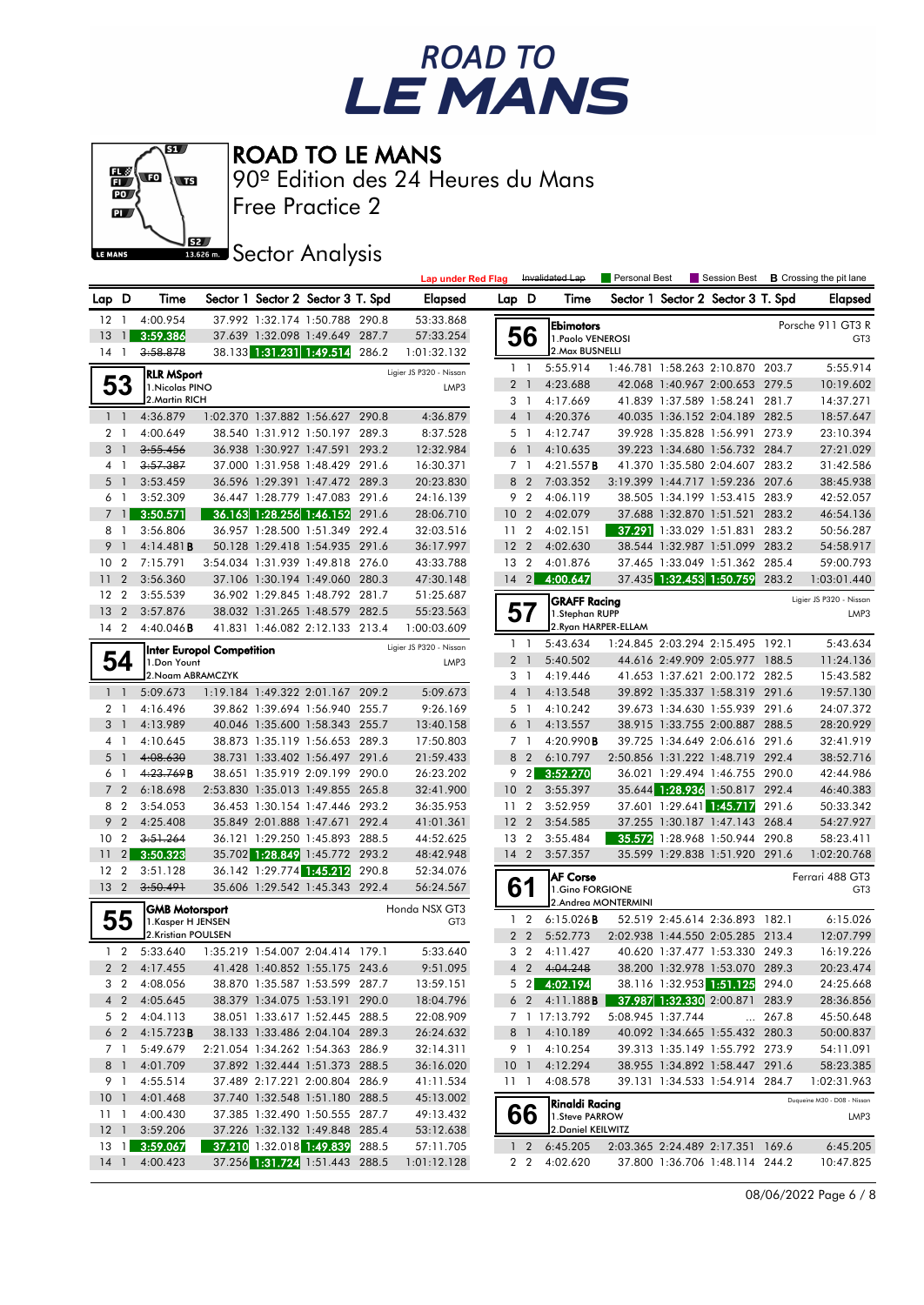# ROAD TO LE MANS

90º Edition des 24 Heures du Mans

Free Practice 2

Sector Analysis

Lap under Red Flag | Invalidated Lap | Personal Best | Session Best | **B** Crossing the pit lane

| Lap | D | Time | Sector 1 | Sector 2 | Sector 3 | T. Spd | Elapsed |
|---|---|---|---|---|---|---|---|
| 12 | 1 | 4:00.954 | 37.992 | 1:32.174 | 1:50.788 | 290.8 | 53:33.868 |
| 13 | 1 | 3:59.386 | 37.639 | 1:32.098 | 1:49.649 | 287.7 | 57:33.254 |
| 14 | 1 | ~~3:58.878~~ | 38.133 | 1:31.231 | 1:49.514 | 286.2 | 1:01:32.132 |

**53** — RLR MSport — Ligier JS P320 - Nissan — LMP3
1.Nicolas PINO
2.Martin RICH

| Lap | D | Time | Sector 1 | Sector 2 | Sector 3 | T. Spd | Elapsed |
|---|---|---|---|---|---|---|---|
| 1 | 1 | 4:36.879 | 1:02.370 | 1:37.882 | 1:56.627 | 290.8 | 4:36.879 |
| 2 | 1 | 4:00.649 | 38.540 | 1:31.912 | 1:50.197 | 289.3 | 8:37.528 |
| 3 | 1 | ~~3:55.456~~ | 36.938 | 1:30.927 | 1:47.591 | 293.2 | 12:32.984 |
| 4 | 1 | ~~3:57.387~~ | 37.000 | 1:31.958 | 1:48.429 | 291.6 | 16:30.371 |
| 5 | 1 | 3:53.459 | 36.596 | 1:29.391 | 1:47.472 | 289.3 | 20:23.830 |
| 6 | 1 | 3:52.309 | 36.447 | 1:28.779 | 1:47.083 | 291.6 | 24:16.139 |
| 7 | 1 | 3:50.571 | 36.163 | 1:28.256 | 1:46.152 | 291.6 | 28:06.710 |
| 8 | 1 | 3:56.806 | 36.957 | 1:28.500 | 1:51.349 | 292.4 | 32:03.516 |
| 9 | 1 | 4:14.481**B** | 50.128 | 1:29.418 | 1:54.935 | 291.6 | 36:17.997 |
| 10 | 2 | 7:15.791 | 3:54.034 | 1:31.939 | 1:49.818 | 276.0 | 43:33.788 |
| 11 | 2 | 3:56.360 | 37.106 | 1:30.194 | 1:49.060 | 280.3 | 47:30.148 |
| 12 | 2 | 3:55.539 | 36.902 | 1:29.845 | 1:48.792 | 281.7 | 51:25.687 |
| 13 | 2 | 3:57.876 | 38.032 | 1:31.265 | 1:48.579 | 282.5 | 55:23.563 |
| 14 | 2 | 4:40.046**B** | 41.831 | 1:46.082 | 2:12.133 | 213.4 | 1:00:03.609 |

**54** — Inter Europol Competition — Ligier JS P320 - Nissan — LMP3
1.Don Yount
2.Noam ABRAMCZYK

| Lap | D | Time | Sector 1 | Sector 2 | Sector 3 | T. Spd | Elapsed |
|---|---|---|---|---|---|---|---|
| 1 | 1 | 5:09.673 | 1:19.184 | 1:49.322 | 2:01.167 | 209.2 | 5:09.673 |
| 2 | 1 | 4:16.496 | 39.862 | 1:39.694 | 1:56.940 | 255.7 | 9:26.169 |
| 3 | 1 | 4:13.989 | 40.046 | 1:35.600 | 1:58.343 | 255.7 | 13:40.158 |
| 4 | 1 | 4:10.645 | 38.873 | 1:35.119 | 1:56.653 | 289.3 | 17:50.803 |
| 5 | 1 | ~~4:08.630~~ | 38.731 | 1:33.402 | 1:56.497 | 291.6 | 21:59.433 |
| 6 | 1 | ~~4:23.769~~**B** | 38.651 | 1:35.919 | 2:09.199 | 290.0 | 26:23.202 |
| 7 | 2 | 6:18.698 | 2:53.830 | 1:35.013 | 1:49.855 | 265.8 | 32:41.900 |
| 8 | 2 | 3:54.053 | 36.453 | 1:30.154 | 1:47.446 | 293.2 | 36:35.953 |
| 9 | 2 | 4:25.408 | 35.849 | 2:01.888 | 1:47.671 | 292.4 | 41:01.361 |
| 10 | 2 | ~~3:51.264~~ | 36.121 | 1:29.250 | 1:45.893 | 288.5 | 44:52.625 |
| 11 | 2 | 3:50.323 | 35.702 | 1:28.849 | 1:45.772 | 293.2 | 48:42.948 |
| 12 | 2 | 3:51.128 | 36.142 | 1:29.774 | 1:45.212 | 290.8 | 52:34.076 |
| 13 | 2 | ~~3:50.491~~ | 35.606 | 1:29.542 | 1:45.343 | 292.4 | 56:24.567 |

**55** — GMB Motorsport — Honda NSX GT3 — GT3
1.Kasper H JENSEN
2.Kristian POULSEN

| Lap | D | Time | Sector 1 | Sector 2 | Sector 3 | T. Spd | Elapsed |
|---|---|---|---|---|---|---|---|
| 1 | 2 | 5:33.640 | 1:35.219 | 1:54.007 | 2:04.414 | 179.1 | 5:33.640 |
| 2 | 2 | 4:17.455 | 41.428 | 1:40.852 | 1:55.175 | 243.6 | 9:51.095 |
| 3 | 2 | 4:08.056 | 38.870 | 1:35.587 | 1:53.599 | 287.7 | 13:59.151 |
| 4 | 2 | 4:05.645 | 38.379 | 1:34.075 | 1:53.191 | 290.0 | 18:04.796 |
| 5 | 2 | 4:04.113 | 38.051 | 1:33.617 | 1:52.445 | 288.5 | 22:08.909 |
| 6 | 2 | 4:15.723**B** | 38.133 | 1:33.486 | 2:04.104 | 289.3 | 26:24.632 |
| 7 | 1 | 5:49.679 | 2:21.054 | 1:34.262 | 1:54.363 | 286.9 | 32:14.311 |
| 8 | 1 | 4:01.709 | 37.892 | 1:32.444 | 1:51.373 | 288.5 | 36:16.020 |
| 9 | 1 | 4:55.514 | 37.489 | 2:17.221 | 2:00.804 | 286.9 | 41:11.534 |
| 10 | 1 | 4:01.468 | 37.740 | 1:32.548 | 1:51.180 | 288.5 | 45:13.002 |
| 11 | 1 | 4:00.430 | 37.385 | 1:32.490 | 1:50.555 | 287.7 | 49:13.432 |
| 12 | 1 | 3:59.206 | 37.226 | 1:32.132 | 1:49.848 | 285.4 | 53:12.638 |
| 13 | 1 | 3:59.067 | 37.210 | 1:32.018 | 1:49.839 | 288.5 | 57:11.705 |
| 14 | 1 | 4:00.423 | 37.256 | 1:31.724 | 1:51.443 | 288.5 | 1:01:12.128 |

**56** — Ebimotors — Porsche 911 GT3 R — GT3
1.Paolo VENEROSI
2.Max BUSNELLI

| Lap | D | Time | Sector 1 | Sector 2 | Sector 3 | T. Spd | Elapsed |
|---|---|---|---|---|---|---|---|
| 1 | 1 | 5:55.914 | 1:46.781 | 1:58.263 | 2:10.870 | 203.7 | 5:55.914 |
| 2 | 1 | 4:23.688 | 42.068 | 1:40.967 | 2:00.653 | 279.5 | 10:19.602 |
| 3 | 1 | 4:17.669 | 41.839 | 1:37.589 | 1:58.241 | 281.7 | 14:37.271 |
| 4 | 1 | 4:20.376 | 40.035 | 1:36.152 | 2:04.189 | 282.5 | 18:57.647 |
| 5 | 1 | 4:12.747 | 39.928 | 1:35.828 | 1:56.991 | 273.9 | 23:10.394 |
| 6 | 1 | 4:10.635 | 39.223 | 1:34.680 | 1:56.732 | 284.7 | 27:21.029 |
| 7 | 1 | 4:21.557**B** | 41.370 | 1:35.580 | 2:04.607 | 283.2 | 31:42.586 |
| 8 | 2 | 7:03.352 | 3:19.399 | 1:44.717 | 1:59.236 | 207.6 | 38:45.938 |
| 9 | 2 | 4:06.119 | 38.505 | 1:34.199 | 1:53.415 | 283.9 | 42:52.057 |
| 10 | 2 | 4:02.079 | 37.688 | 1:32.870 | 1:51.521 | 283.2 | 46:54.136 |
| 11 | 2 | 4:02.151 | 37.291 | 1:33.029 | 1:51.831 | 283.2 | 50:56.287 |
| 12 | 2 | 4:02.630 | 38.544 | 1:32.987 | 1:51.099 | 283.2 | 54:58.917 |
| 13 | 2 | 4:01.876 | 37.465 | 1:33.049 | 1:51.362 | 285.4 | 59:00.793 |
| 14 | 2 | 4:00.647 | 37.435 | 1:32.453 | 1:50.759 | 283.2 | 1:03:01.440 |

**57** — GRAFF Racing — Ligier JS P320 - Nissan — LMP3
1.Stephan RUPP
2.Ryan HARPER-ELLAM

| Lap | D | Time | Sector 1 | Sector 2 | Sector 3 | T. Spd | Elapsed |
|---|---|---|---|---|---|---|---|
| 1 | 1 | 5:43.634 | 1:24.845 | 2:03.294 | 2:15.495 | 192.1 | 5:43.634 |
| 2 | 1 | 5:40.502 | 44.616 | 2:49.909 | 2:05.977 | 188.5 | 11:24.136 |
| 3 | 1 | 4:19.446 | 41.653 | 1:37.621 | 2:00.172 | 282.5 | 15:43.582 |
| 4 | 1 | 4:13.548 | 39.892 | 1:35.337 | 1:58.319 | 291.6 | 19:57.130 |
| 5 | 1 | 4:10.242 | 39.673 | 1:34.630 | 1:55.939 | 291.6 | 24:07.372 |
| 6 | 1 | 4:13.557 | 38.915 | 1:33.755 | 2:00.887 | 288.5 | 28:20.929 |
| 7 | 1 | 4:20.990**B** | 39.725 | 1:34.649 | 2:06.616 | 291.6 | 32:41.919 |
| 8 | 2 | 6:10.797 | 2:50.856 | 1:31.222 | 1:48.719 | 292.4 | 38:52.716 |
| 9 | 2 | 3:52.270 | 36.021 | 1:29.494 | 1:46.755 | 290.0 | 42:44.986 |
| 10 | 2 | 3:55.397 | 35.644 | 1:28.936 | 1:50.817 | 292.4 | 46:40.383 |
| 11 | 2 | 3:52.959 | 37.601 | 1:29.641 | 1:45.717 | 291.6 | 50:33.342 |
| 12 | 2 | 3:54.585 | 37.255 | 1:30.187 | 1:47.143 | 268.4 | 54:27.927 |
| 13 | 2 | 3:55.484 | 35.572 | 1:28.968 | 1:50.944 | 290.8 | 58:23.411 |
| 14 | 2 | 3:57.357 | 35.599 | 1:29.838 | 1:51.920 | 291.6 | 1:02:20.768 |

**61** — AF Corse — Ferrari 488 GT3 — GT3
1.Gino FORGIONE
2.Andrea MONTERMINI

| Lap | D | Time | Sector 1 | Sector 2 | Sector 3 | T. Spd | Elapsed |
|---|---|---|---|---|---|---|---|
| 1 | 2 | 6:15.026**B** | 52.519 | 2:45.614 | 2:36.893 | 182.1 | 6:15.026 |
| 2 | 2 | 5:52.773 | 2:02.938 | 1:44.550 | 2:05.285 | 213.4 | 12:07.799 |
| 3 | 2 | 4:11.427 | 40.620 | 1:37.477 | 1:53.330 | 249.3 | 16:19.226 |
| 4 | 2 | ~~4:04.248~~ | 38.200 | 1:32.978 | 1:53.070 | 289.3 | 20:23.474 |
| 5 | 2 | 4:02.194 | 38.116 | 1:32.953 | 1:51.125 | 294.0 | 24:25.668 |
| 6 | 2 | 4:11.188**B** | 37.987 | 1:32.330 | 2:00.871 | 283.9 | 28:36.856 |
| 7 | 1 | 17:13.792 | 5:08.945 | 1:37.744 | ... | 267.8 | 45:50.648 |
| 8 | 1 | 4:10.189 | 40.092 | 1:34.665 | 1:55.432 | 280.3 | 50:00.837 |
| 9 | 1 | 4:10.254 | 39.313 | 1:35.149 | 1:55.792 | 273.9 | 54:11.091 |
| 10 | 1 | 4:12.294 | 38.955 | 1:34.892 | 1:58.447 | 291.6 | 58:23.385 |
| 11 | 1 | 4:08.578 | 39.131 | 1:34.533 | 1:54.914 | 284.7 | 1:02:31.963 |

**66** — Rinaldi Racing — Duqueine M30 - D08 - Nissan — LMP3
1.Steve PARROW
2.Daniel KEILWITZ

| Lap | D | Time | Sector 1 | Sector 2 | Sector 3 | T. Spd | Elapsed |
|---|---|---|---|---|---|---|---|
| 1 | 2 | 6:45.205 | 2:03.365 | 2:24.489 | 2:17.351 | 169.6 | 6:45.205 |
| 2 | 2 | 4:02.620 | 37.800 | 1:36.706 | 1:48.114 | 244.2 | 10:47.825 |

08/06/2022 Page 6 / 8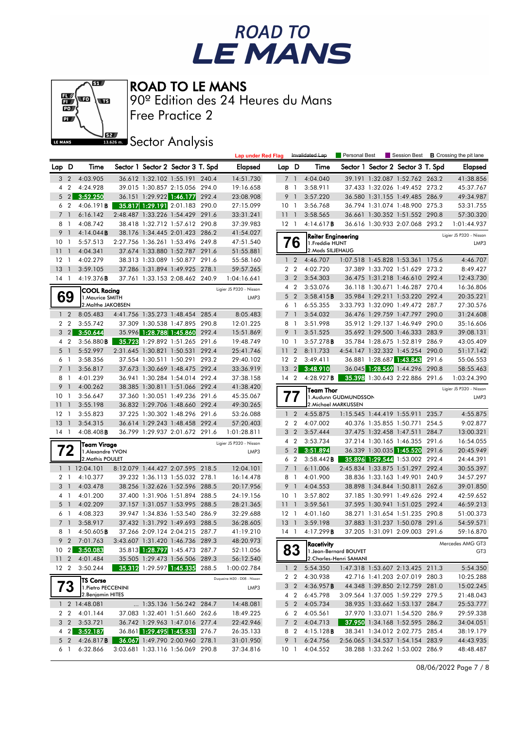# ROAD TO LE MANS

90º Edition des 24 Heures du Mans

Free Practice 2

Sector Analysis

Lap under Red Flag | ~~Invalidated Lap~~ | Personal Best | Session Best | **B** Crossing the pit lane

| Lap | D | Time | Sector 1 | Sector 2 | Sector 3 | T. Spd | Elapsed |
|---|---|---|---|---|---|---|---|
| 3 | 2 | 4:03.905 | 36.612 | 1:32.102 | 1:55.191 | 240.4 | 14:51.730 |
| 4 | 2 | 4:24.928 | 39.015 | 1:30.857 | 2:15.056 | 294.0 | 19:16.658 |
| 5 | 2 | 3:52.250 | 36.151 | 1:29.922 | 1:46.177 | 292.4 | 23:08.908 |
| 6 | 2 | 4:06.191**B** | 35.817 | 1:29.191 | 2:01.183 | 290.0 | 27:15.099 |
| 7 | 1 | 6:16.142 | 2:48.487 | 1:33.226 | 1:54.429 | 291.6 | 33:31.241 |
| 8 | 1 | 4:08.742 | 38.418 | 1:32.712 | 1:57.612 | 290.8 | 37:39.983 |
| 9 | 1 | 4:14.044**B** | 38.176 | 1:34.445 | 2:01.423 | 286.2 | 41:54.027 |
| 10 | 1 | 5:57.513 | 2:27.756 | 1:36.261 | 1:53.496 | 249.8 | 47:51.540 |
| 11 | 1 | 4:04.341 | 37.674 | 1:33.880 | 1:52.787 | 291.6 | 51:55.881 |
| 12 | 1 | 4:02.279 | 38.313 | 1:33.089 | 1:50.877 | 291.6 | 55:58.160 |
| 13 | 1 | 3:59.105 | 37.286 | 1:31.894 | 1:49.925 | 278.1 | 59:57.265 |
| 14 | 1 | 4:19.376**B** | 37.761 | 1:33.153 | 2:08.462 | 240.9 | 1:04:16.641 |

**69 COOL Racing** — Ligier JS P320 - Nissan — LMP3
1.Maurice SMITH
2.Malthe JAKOBSEN

| Lap | D | Time | Sector 1 | Sector 2 | Sector 3 | T. Spd | Elapsed |
|---|---|---|---|---|---|---|---|
| 1 | 2 | 8:05.483 | 4:41.756 | 1:35.273 | 1:48.454 | 285.4 | 8:05.483 |
| 2 | 2 | 3:55.742 | 37.309 | 1:30.538 | 1:47.895 | 290.8 | 12:01.225 |
| 3 | 2 | 3:50.644 | 35.996 | 1:28.788 | 1:45.860 | 292.4 | 15:51.869 |
| 4 | 2 | 3:56.880**B** | 35.723 | 1:29.892 | 1:51.265 | 291.6 | 19:48.749 |
| 5 | 1 | 5:52.997 | 2:31.645 | 1:30.821 | 1:50.531 | 292.4 | 25:41.746 |
| 6 | 1 | 3:58.356 | 37.554 | 1:30.511 | 1:50.291 | 293.2 | 29:40.102 |
| 7 | 1 | 3:56.817 | 37.673 | 1:30.669 | 1:48.475 | 292.4 | 33:36.919 |
| 8 | 1 | 4:01.239 | 36.941 | 1:30.284 | 1:54.014 | 292.4 | 37:38.158 |
| 9 | 1 | 4:00.262 | 38.385 | 1:30.811 | 1:51.066 | 292.4 | 41:38.420 |
| 10 | 1 | 3:56.647 | 37.360 | 1:30.051 | 1:49.236 | 291.6 | 45:35.067 |
| 11 | 1 | 3:55.198 | 36.832 | 1:29.706 | 1:48.660 | 292.4 | 49:30.265 |
| 12 | 1 | 3:55.823 | 37.225 | 1:30.302 | 1:48.296 | 291.6 | 53:26.088 |
| 13 | 1 | 3:54.315 | 36.614 | 1:29.243 | 1:48.458 | 292.4 | 57:20.403 |
| 14 | 1 | 4:08.408**B** | 36.799 | 1:29.937 | 2:01.672 | 291.6 | 1:01:28.811 |

**72 Team Virage** — Ligier JS P320 - Nissan — LMP3
1.Alexandre YVON
2.Mathis POULET

| Lap | D | Time | Sector 1 | Sector 2 | Sector 3 | T. Spd | Elapsed |
|---|---|---|---|---|---|---|---|
| 1 | 1 | 12:04.101 | 8:12.079 | 1:44.427 | 2:07.595 | 218.5 | 12:04.101 |
| 2 | 1 | 4:10.377 | 39.232 | 1:36.113 | 1:55.032 | 278.1 | 16:14.478 |
| 3 | 1 | 4:03.478 | 38.256 | 1:32.626 | 1:52.596 | 288.5 | 20:17.956 |
| 4 | 1 | 4:01.200 | 37.400 | 1:31.906 | 1:51.894 | 288.5 | 24:19.156 |
| 5 | 1 | 4:02.209 | 37.157 | 1:31.057 | 1:53.995 | 288.5 | 28:21.365 |
| 6 | 1 | 4:08.323 | 39.947 | 1:34.836 | 1:53.540 | 286.9 | 32:29.688 |
| 7 | 1 | 3:58.917 | 37.432 | 1:31.792 | 1:49.693 | 288.5 | 36:28.605 |
| 8 | 1 | 4:50.605**B** | 37.266 | 2:09.124 | 2:04.215 | 287.7 | 41:19.210 |
| 9 | 2 | 7:01.763 | 3:43.607 | 1:31.420 | 1:46.736 | 289.3 | 48:20.973 |
| 10 | 2 | 3:50.083 | 35.813 | 1:28.797 | 1:45.473 | 287.7 | 52:11.056 |
| 11 | 2 | 4:01.484 | 35.505 | 1:29.473 | 1:56.506 | 289.3 | 56:12.540 |
| 12 | 2 | 3:50.244 | 35.312 | 1:29.597 | 1:45.335 | 288.5 | 1:00:02.784 |

**73 TS Corse** — Duqueine M30 - D08 - Nissan — LMP3
1.Pietro PECCENINI
2.Benjamin HITES

| Lap | D | Time | Sector 1 | Sector 2 | Sector 3 | T. Spd | Elapsed |
|---|---|---|---|---|---|---|---|
| 1 | 2 | 14:48.081 | ... | 1:35.136 | 1:56.247 | 284.7 | 14:48.081 |
| 2 | 2 | 4:01.144 | 37.083 | 1:32.401 | 1:51.660 | 262.6 | 18:49.225 |
| 3 | 2 | 3:53.721 | 36.742 | 1:29.963 | 1:47.016 | 277.4 | 22:42.946 |
| 4 | 2 | 3:52.187 | 36.861 | 1:29.495 | 1:45.831 | 276.7 | 26:35.133 |
| 5 | 2 | 4:26.817**B** | 36.067 | 1:49.790 | 2:00.960 | 278.1 | 31:01.950 |
| 6 | 1 | 6:32.866 | 3:03.681 | 1:33.116 | 1:56.069 | 290.8 | 37:34.816 |

| Lap | D | Time | Sector 1 | Sector 2 | Sector 3 | T. Spd | Elapsed |
|---|---|---|---|---|---|---|---|
| 7 | 1 | 4:04.040 | 39.191 | 1:32.087 | 1:52.762 | 263.2 | 41:38.856 |
| 8 | 1 | 3:58.911 | 37.433 | 1:32.026 | 1:49.452 | 273.2 | 45:37.767 |
| 9 | 1 | 3:57.220 | 36.580 | 1:31.155 | 1:49.485 | 286.9 | 49:34.987 |
| 10 | 1 | 3:56.768 | 36.794 | 1:31.074 | 1:48.900 | 275.3 | 53:31.755 |
| 11 | 1 | 3:58.565 | 36.661 | 1:30.352 | 1:51.552 | 290.8 | 57:30.320 |
| 12 | 1 | 4:14.617**B** | 36.616 | 1:30.933 | 2:07.068 | 293.2 | 1:01:44.937 |

**76 Reiter Engineering** — Ligier JS P320 - Nissan — LMP3
1.Freddie HUNT
2.Mads SILJEHAUG

| Lap | D | Time | Sector 1 | Sector 2 | Sector 3 | T. Spd | Elapsed |
|---|---|---|---|---|---|---|---|
| 1 | 2 | 4:46.707 | 1:07.518 | 1:45.828 | 1:53.361 | 175.6 | 4:46.707 |
| 2 | 2 | 4:02.720 | 37.389 | 1:33.702 | 1:51.629 | 273.2 | 8:49.427 |
| 3 | 2 | 3:54.303 | 36.475 | 1:31.218 | 1:46.610 | 292.4 | 12:43.730 |
| 4 | 2 | 3:53.076 | 36.118 | 1:30.671 | 1:46.287 | 270.4 | 16:36.806 |
| 5 | 2 | 3:58.415**B** | 35.984 | 1:29.211 | 1:53.220 | 292.4 | 20:35.221 |
| 6 | 1 | 6:55.355 | 3:33.793 | 1:32.090 | 1:49.472 | 287.7 | 27:30.576 |
| 7 | 1 | 3:54.032 | 36.476 | 1:29.759 | 1:47.797 | 290.0 | 31:24.608 |
| 8 | 1 | 3:51.998 | 35.912 | 1:29.137 | 1:46.949 | 290.0 | 35:16.606 |
| 9 | 1 | 3:51.525 | 35.692 | 1:29.500 | 1:46.333 | 283.9 | 39:08.131 |
| 10 | 1 | 3:57.278**B** | 35.784 | 1:28.675 | 1:52.819 | 286.9 | 43:05.409 |
| 11 | 2 | 8:11.733 | 4:54.147 | 1:32.332 | 1:45.254 | 290.0 | 51:17.142 |
| 12 | 2 | 3:49.411 | 36.881 | 1:28.687 | 1:43.843 | 291.6 | 55:06.553 |
| 13 | 2 | 3:48.910 | 36.045 | 1:28.569 | 1:44.296 | 290.8 | 58:55.463 |
| 14 | 2 | 4:28.927**B** | 35.398 | 1:30.643 | 2:22.886 | 291.6 | 1:03:24.390 |

**77 Team Thor** — Ligier JS P320 - Nissan — LMP3
1.Audunn GUDMUNDSSON
2.Michael MARKUSSEN

| Lap | D | Time | Sector 1 | Sector 2 | Sector 3 | T. Spd | Elapsed |
|---|---|---|---|---|---|---|---|
| 1 | 2 | 4:55.875 | 1:15.545 | 1:44.419 | 1:55.911 | 235.7 | 4:55.875 |
| 2 | 2 | 4:07.002 | 40.376 | 1:35.855 | 1:50.771 | 254.5 | 9:02.877 |
| 3 | 2 | 3:57.444 | 37.475 | 1:32.458 | 1:47.511 | 284.7 | 13:00.321 |
| 4 | 2 | 3:53.734 | 37.214 | 1:30.165 | 1:46.355 | 291.6 | 16:54.055 |
| 5 | 2 | 3:51.894 | 36.339 | 1:30.035 | 1:45.520 | 291.6 | 20:45.949 |
| 6 | 2 | 3:58.442**B** | 35.896 | 1:29.544 | 1:53.002 | 292.4 | 24:44.391 |
| 7 | 1 | 6:11.006 | 2:45.834 | 1:33.875 | 1:51.297 | 292.4 | 30:55.397 |
| 8 | 1 | 4:01.900 | 38.836 | 1:33.163 | 1:49.901 | 240.9 | 34:57.297 |
| 9 | 1 | 4:04.553 | 38.898 | 1:34.844 | 1:50.811 | 262.6 | 39:01.850 |
| 10 | 1 | 3:57.802 | 37.185 | 1:30.991 | 1:49.626 | 292.4 | 42:59.652 |
| 11 | 1 | 3:59.561 | 37.595 | 1:30.941 | 1:51.025 | 292.4 | 46:59.213 |
| 12 | 1 | 4:01.160 | 38.271 | 1:31.654 | 1:51.235 | 290.8 | 51:00.373 |
| 13 | 1 | 3:59.198 | 37.883 | 1:31.237 | 1:50.078 | 291.6 | 54:59.571 |
| 14 | 1 | 4:17.299**B** | 37.205 | 1:31.091 | 2:09.003 | 291.6 | 59:16.870 |

**83 Racetivity** — Mercedes AMG GT3 — GT3
1.Jean-Bernard BOUVET
2.Charles-Henri SAMANI

| Lap | D | Time | Sector 1 | Sector 2 | Sector 3 | T. Spd | Elapsed |
|---|---|---|---|---|---|---|---|
| 1 | 2 | 5:54.350 | 1:47.318 | 1:53.607 | 2:13.425 | 211.3 | 5:54.350 |
| 2 | 2 | 4:30.938 | 42.716 | 1:41.203 | 2:07.019 | 280.3 | 10:25.288 |
| 3 | 2 | 4:36.957**B** | 44.348 | 1:39.850 | 2:12.759 | 281.0 | 15:02.245 |
| 4 | 2 | 6:45.798 | 3:09.564 | 1:37.005 | 1:59.229 | 279.5 | 21:48.043 |
| 5 | 2 | 4:05.734 | 38.935 | 1:33.662 | 1:53.137 | 284.7 | 25:53.777 |
| 6 | 2 | 4:05.561 | 37.970 | 1:33.071 | 1:54.520 | 286.9 | 29:59.338 |
| 7 | 2 | 4:04.713 | 37.950 | 1:34.168 | 1:52.595 | 286.2 | 34:04.051 |
| 8 | 2 | 4:15.128**B** | 38.341 | 1:34.012 | 2:02.775 | 285.4 | 38:19.179 |
| 9 | 1 | 6:24.756 | 2:56.065 | 1:34.537 | 1:54.154 | 283.9 | 44:43.935 |
| 10 | 1 | 4:04.552 | 38.288 | 1:33.262 | 1:53.002 | 286.9 | 48:48.487 |

08/06/2022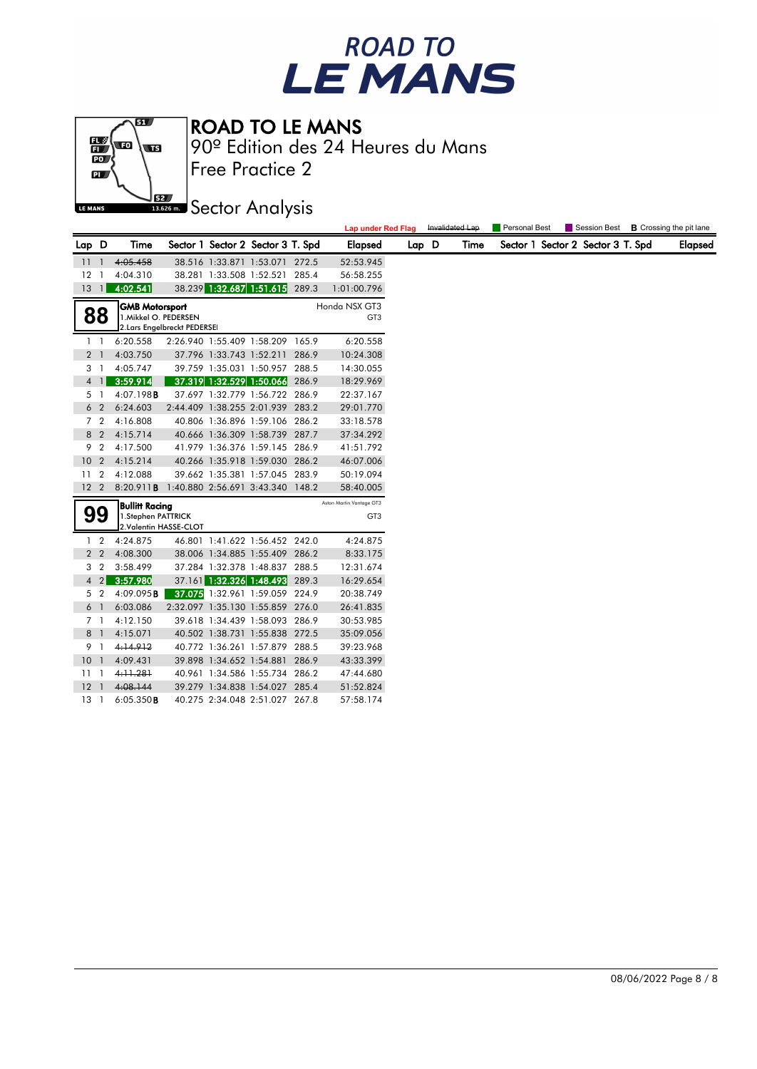# ROAD TO LE MANS

90º Edition des 24 Heures du Mans

Free Practice 2

Sector Analysis

Lap under Red Flag | ~~Invalidated Lap~~ | Personal Best | Session Best | **B** Crossing the pit lane

| Lap | D | Time | Sector 1 | Sector 2 | Sector 3 | T. Spd | Elapsed |
|---|---|---|---|---|---|---|---|
| 11 | 1 | ~~4:05.458~~ | 38.516 | 1:33.871 | 1:53.071 | 272.5 | 52:53.945 |
| 12 | 1 | 4:04.310 | 38.281 | 1:33.508 | 1:52.521 | 285.4 | 56:58.255 |
| 13 | 1 | 4:02.541 | 38.239 | 1:32.687 | 1:51.615 | 289.3 | 1:01:00.796 |

**88** — **GMB Motorsport** — Honda NSX GT3 — GT3
1.Mikkel O. PEDERSEN
2.Lars Engelbreckt PEDERSEN

| Lap | D | Time | Sector 1 | Sector 2 | Sector 3 | T. Spd | Elapsed |
|---|---|---|---|---|---|---|---|
| 1 | 1 | 6:20.558 | 2:26.940 | 1:55.409 | 1:58.209 | 165.9 | 6:20.558 |
| 2 | 1 | 4:03.750 | 37.796 | 1:33.743 | 1:52.211 | 286.9 | 10:24.308 |
| 3 | 1 | 4:05.747 | 39.759 | 1:35.031 | 1:50.957 | 288.5 | 14:30.055 |
| 4 | 1 | 3:59.914 | 37.319 | 1:32.529 | 1:50.066 | 286.9 | 18:29.969 |
| 5 | 1 | 4:07.198**B** | 37.697 | 1:32.779 | 1:56.722 | 286.9 | 22:37.167 |
| 6 | 2 | 6:24.603 | 2:44.409 | 1:38.255 | 2:01.939 | 283.2 | 29:01.770 |
| 7 | 2 | 4:16.808 | 40.806 | 1:36.896 | 1:59.106 | 286.2 | 33:18.578 |
| 8 | 2 | 4:15.714 | 40.666 | 1:36.309 | 1:58.739 | 287.7 | 37:34.292 |
| 9 | 2 | 4:17.500 | 41.979 | 1:36.376 | 1:59.145 | 286.9 | 41:51.792 |
| 10 | 2 | 4:15.214 | 40.266 | 1:35.918 | 1:59.030 | 286.2 | 46:07.006 |
| 11 | 2 | 4:12.088 | 39.662 | 1:35.381 | 1:57.045 | 283.9 | 50:19.094 |
| 12 | 2 | 8:20.911**B** | 1:40.880 | 2:56.691 | 3:43.340 | 148.2 | 58:40.005 |

**99** — **Bullitt Racing** — Aston Martin Vantage GT3 — GT3
1.Stephen PATTRICK
2.Valentin HASSE-CLOT

| Lap | D | Time | Sector 1 | Sector 2 | Sector 3 | T. Spd | Elapsed |
|---|---|---|---|---|---|---|---|
| 1 | 2 | 4:24.875 | 46.801 | 1:41.622 | 1:56.452 | 242.0 | 4:24.875 |
| 2 | 2 | 4:08.300 | 38.006 | 1:34.885 | 1:55.409 | 286.2 | 8:33.175 |
| 3 | 2 | 3:58.499 | 37.284 | 1:32.378 | 1:48.837 | 288.5 | 12:31.674 |
| 4 | 2 | 3:57.980 | 37.161 | 1:32.326 | 1:48.493 | 289.3 | 16:29.654 |
| 5 | 2 | 4:09.095**B** | 37.075 | 1:32.961 | 1:59.059 | 224.9 | 20:38.749 |
| 6 | 1 | 6:03.086 | 2:32.097 | 1:35.130 | 1:55.859 | 276.0 | 26:41.835 |
| 7 | 1 | 4:12.150 | 39.618 | 1:34.439 | 1:58.093 | 286.9 | 30:53.985 |
| 8 | 1 | 4:15.071 | 40.502 | 1:38.731 | 1:55.838 | 272.5 | 35:09.056 |
| 9 | 1 | ~~4:14.912~~ | 40.772 | 1:36.261 | 1:57.879 | 288.5 | 39:23.968 |
| 10 | 1 | 4:09.431 | 39.898 | 1:34.652 | 1:54.881 | 286.9 | 43:33.399 |
| 11 | 1 | ~~4:11.281~~ | 40.961 | 1:34.586 | 1:55.734 | 286.2 | 47:44.680 |
| 12 | 1 | ~~4:08.144~~ | 39.279 | 1:34.838 | 1:54.027 | 285.4 | 51:52.824 |
| 13 | 1 | 6:05.350**B** | 40.275 | 2:34.048 | 2:51.027 | 267.8 | 57:58.174 |

08/06/2022